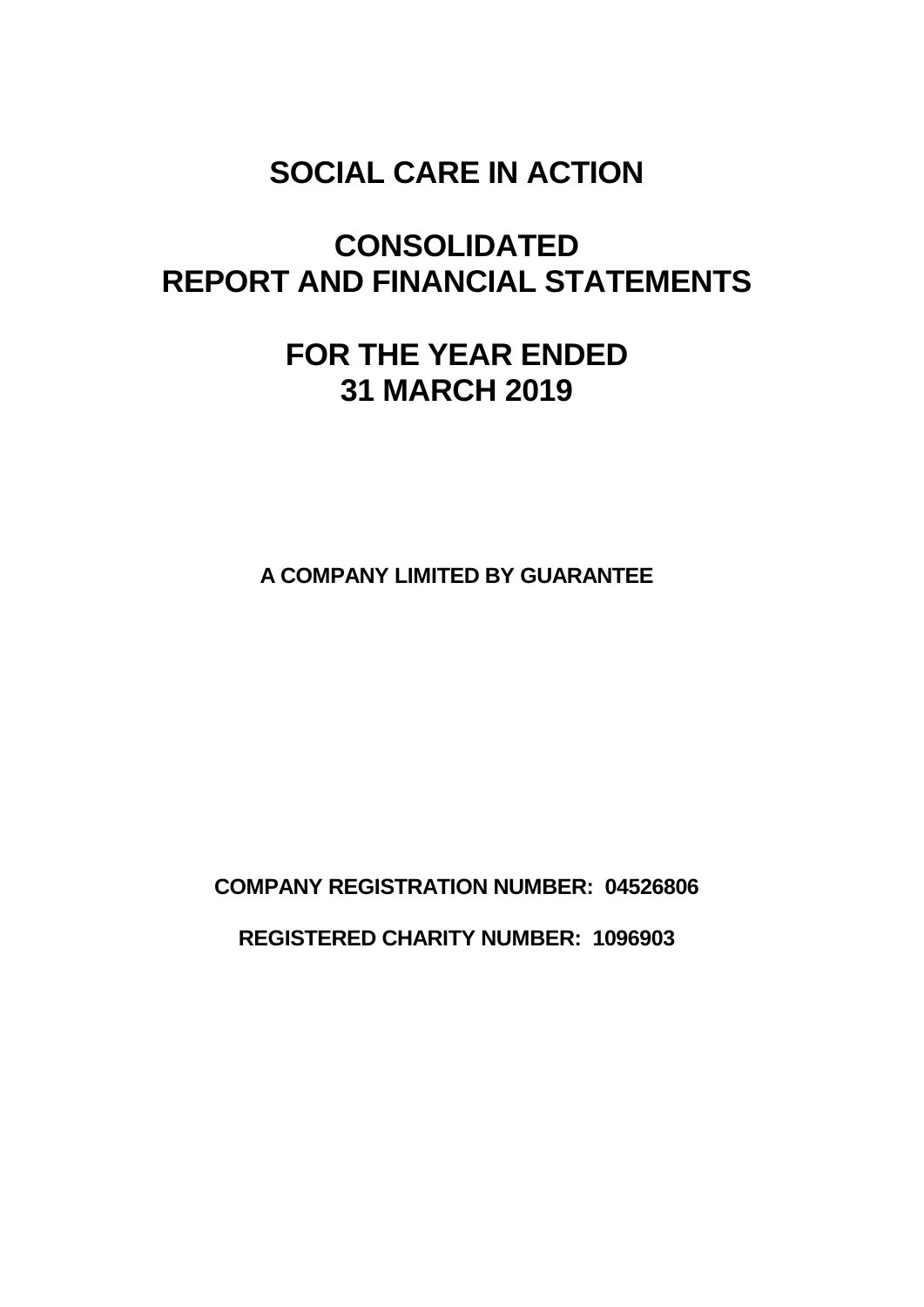# SOCIAL CARE IN ACTION

# CONSOLIDATED REPORT AND FINANCIAL STATEMENTS

# FOR THE YEAR ENDED 31 MARCH 2019

**A COMPANY LIMITED BY GUARANTEE**

**COMPANY REGISTRATION NUMBER: 04526806**

**REGISTERED CHARITY NUMBER: 1096903**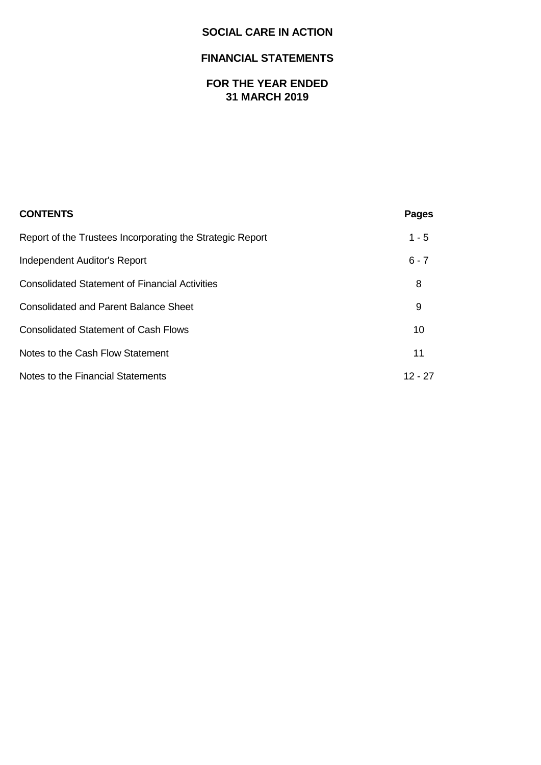# SOCIAL CARE IN ACTION

## FINANCIAL STATEMENTS

## FOR THE YEAR ENDED 31 MARCH 2019

| CONTENTS | Pages |
|---|---|
| Report of the Trustees Incorporating the Strategic Report | 1 - 5 |
| Independent Auditor's Report | 6 - 7 |
| Consolidated Statement of Financial Activities | 8 |
| Consolidated and Parent Balance Sheet | 9 |
| Consolidated Statement of Cash Flows | 10 |
| Notes to the Cash Flow Statement | 11 |
| Notes to the Financial Statements | 12 - 27 |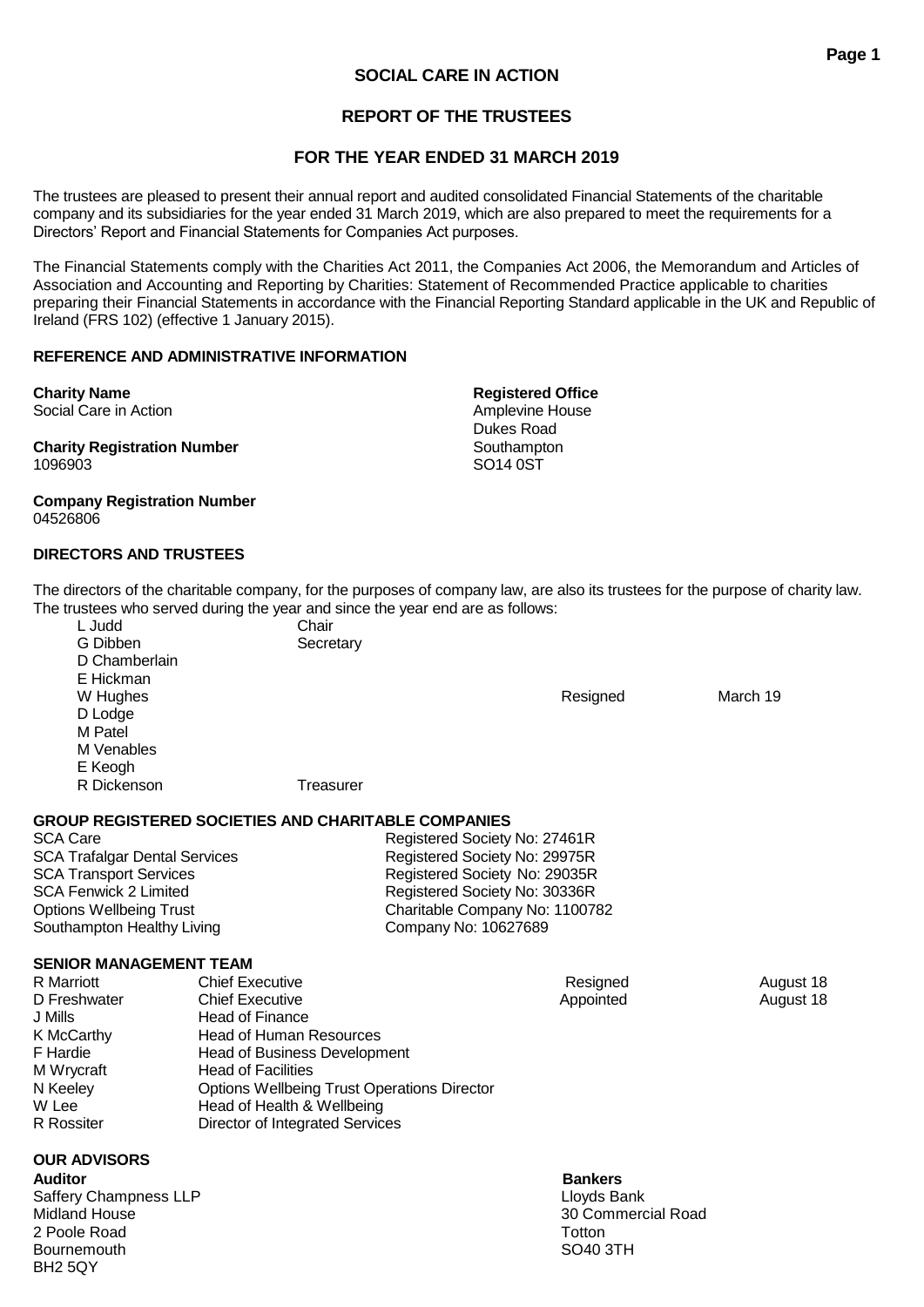# SOCIAL CARE IN ACTION

## REPORT OF THE TRUSTEES

## FOR THE YEAR ENDED 31 MARCH 2019

The trustees are pleased to present their annual report and audited consolidated Financial Statements of the charitable company and its subsidiaries for the year ended 31 March 2019, which are also prepared to meet the requirements for a Directors' Report and Financial Statements for Companies Act purposes.

The Financial Statements comply with the Charities Act 2011, the Companies Act 2006, the Memorandum and Articles of Association and Accounting and Reporting by Charities: Statement of Recommended Practice applicable to charities preparing their Financial Statements in accordance with the Financial Reporting Standard applicable in the UK and Republic of Ireland (FRS 102) (effective 1 January 2015).

### REFERENCE AND ADMINISTRATIVE INFORMATION

**Charity Name**
Social Care in Action

**Charity Registration Number**
1096903

**Company Registration Number**
04526806

**Registered Office**
Amplevine House
Dukes Road
Southampton
SO14 0ST

### DIRECTORS AND TRUSTEES

The directors of the charitable company, for the purposes of company law, are also its trustees for the purpose of charity law. The trustees who served during the year and since the year end are as follows:

| Name | Role | | |
|---|---|---|---|
| L Judd | Chair | | |
| G Dibben | Secretary | | |
| D Chamberlain | | | |
| E Hickman | | | |
| W Hughes | | Resigned | March 19 |
| D Lodge | | | |
| M Patel | | | |
| M Venables | | | |
| E Keogh | | | |
| R Dickenson | Treasurer | | |

### GROUP REGISTERED SOCIETIES AND CHARITABLE COMPANIES

| Name | Registration |
|---|---|
| SCA Care | Registered Society No: 27461R |
| SCA Trafalgar Dental Services | Registered Society No: 29975R |
| SCA Transport Services | Registered Society No: 29035R |
| SCA Fenwick 2 Limited | Registered Society No: 30336R |
| Options Wellbeing Trust | Charitable Company No: 1100782 |
| Southampton Healthy Living | Company No: 10627689 |

### SENIOR MANAGEMENT TEAM

| Name | Role | | |
|---|---|---|---|
| R Marriott | Chief Executive | Resigned | August 18 |
| D Freshwater | Chief Executive | Appointed | August 18 |
| J Mills | Head of Finance | | |
| K McCarthy | Head of Human Resources | | |
| F Hardie | Head of Business Development | | |
| M Wrycraft | Head of Facilities | | |
| N Keeley | Options Wellbeing Trust Operations Director | | |
| W Lee | Head of Health & Wellbeing | | |
| R Rossiter | Director of Integrated Services | | |

### OUR ADVISORS

**Auditor**
Saffery Champness LLP
Midland House
2 Poole Road
Bournemouth
BH2 5QY

**Bankers**
Lloyds Bank
30 Commercial Road
Totton
SO40 3TH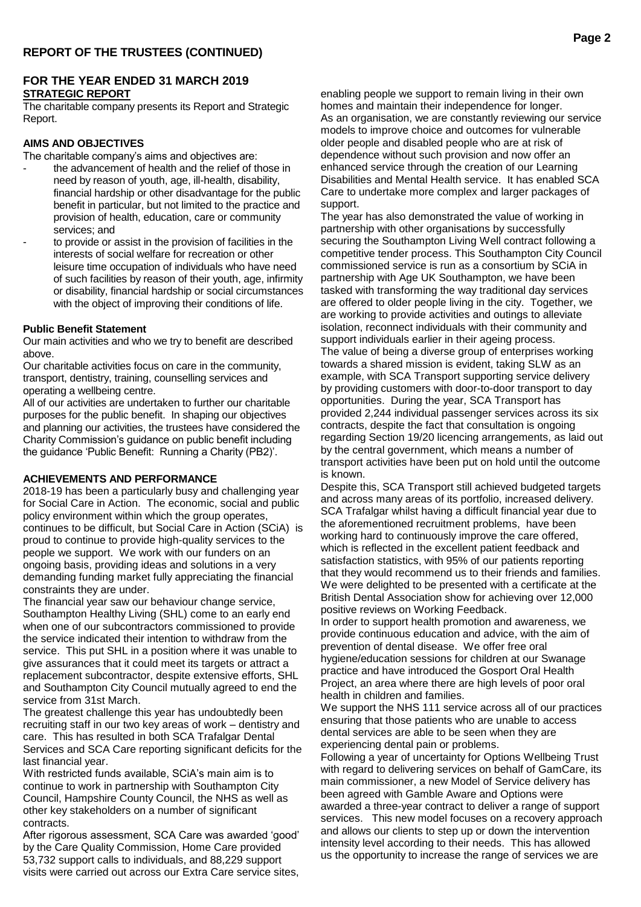## REPORT OF THE TRUSTEES (CONTINUED)

## FOR THE YEAR ENDED 31 MARCH 2019

**STRATEGIC REPORT**

The charitable company presents its Report and Strategic Report.

**AIMS AND OBJECTIVES**

The charitable company's aims and objectives are:

- the advancement of health and the relief of those in need by reason of youth, age, ill-health, disability, financial hardship or other disadvantage for the public benefit in particular, but not limited to the practice and provision of health, education, care or community services; and
- to provide or assist in the provision of facilities in the interests of social welfare for recreation or other leisure time occupation of individuals who have need of such facilities by reason of their youth, age, infirmity or disability, financial hardship or social circumstances with the object of improving their conditions of life.

**Public Benefit Statement**

Our main activities and who we try to benefit are described above.

Our charitable activities focus on care in the community, transport, dentistry, training, counselling services and operating a wellbeing centre.

All of our activities are undertaken to further our charitable purposes for the public benefit. In shaping our objectives and planning our activities, the trustees have considered the Charity Commission's guidance on public benefit including the guidance 'Public Benefit: Running a Charity (PB2)'.

**ACHIEVEMENTS AND PERFORMANCE**

2018-19 has been a particularly busy and challenging year for Social Care in Action. The economic, social and public policy environment within which the group operates, continues to be difficult, but Social Care in Action (SCiA) is proud to continue to provide high-quality services to the people we support. We work with our funders on an ongoing basis, providing ideas and solutions in a very demanding funding market fully appreciating the financial constraints they are under.

The financial year saw our behaviour change service, Southampton Healthy Living (SHL) come to an early end when one of our subcontractors commissioned to provide the service indicated their intention to withdraw from the service. This put SHL in a position where it was unable to give assurances that it could meet its targets or attract a replacement subcontractor, despite extensive efforts, SHL and Southampton City Council mutually agreed to end the service from 31st March.

The greatest challenge this year has undoubtedly been recruiting staff in our two key areas of work – dentistry and care. This has resulted in both SCA Trafalgar Dental Services and SCA Care reporting significant deficits for the last financial year.

With restricted funds available, SCiA's main aim is to continue to work in partnership with Southampton City Council, Hampshire County Council, the NHS as well as other key stakeholders on a number of significant contracts.

After rigorous assessment, SCA Care was awarded 'good' by the Care Quality Commission, Home Care provided 53,732 support calls to individuals, and 88,229 support visits were carried out across our Extra Care service sites, enabling people we support to remain living in their own homes and maintain their independence for longer.

As an organisation, we are constantly reviewing our service models to improve choice and outcomes for vulnerable older people and disabled people who are at risk of dependence without such provision and now offer an enhanced service through the creation of our Learning Disabilities and Mental Health service. It has enabled SCA Care to undertake more complex and larger packages of support.

The year has also demonstrated the value of working in partnership with other organisations by successfully securing the Southampton Living Well contract following a competitive tender process. This Southampton City Council commissioned service is run as a consortium by SCiA in partnership with Age UK Southampton, we have been tasked with transforming the way traditional day services are offered to older people living in the city. Together, we are working to provide activities and outings to alleviate isolation, reconnect individuals with their community and support individuals earlier in their ageing process.

The value of being a diverse group of enterprises working towards a shared mission is evident, taking SLW as an example, with SCA Transport supporting service delivery by providing customers with door-to-door transport to day opportunities. During the year, SCA Transport has provided 2,244 individual passenger services across its six contracts, despite the fact that consultation is ongoing regarding Section 19/20 licencing arrangements, as laid out by the central government, which means a number of transport activities have been put on hold until the outcome is known.

Despite this, SCA Transport still achieved budgeted targets and across many areas of its portfolio, increased delivery. SCA Trafalgar whilst having a difficult financial year due to the aforementioned recruitment problems, have been working hard to continuously improve the care offered, which is reflected in the excellent patient feedback and satisfaction statistics, with 95% of our patients reporting that they would recommend us to their friends and families. We were delighted to be presented with a certificate at the British Dental Association show for achieving over 12,000 positive reviews on Working Feedback.

In order to support health promotion and awareness, we provide continuous education and advice, with the aim of prevention of dental disease. We offer free oral hygiene/education sessions for children at our Swanage practice and have introduced the Gosport Oral Health Project, an area where there are high levels of poor oral health in children and families.

We support the NHS 111 service across all of our practices ensuring that those patients who are unable to access dental services are able to be seen when they are experiencing dental pain or problems.

Following a year of uncertainty for Options Wellbeing Trust with regard to delivering services on behalf of GamCare, its main commissioner, a new Model of Service delivery has been agreed with Gamble Aware and Options were awarded a three-year contract to deliver a range of support services. This new model focuses on a recovery approach and allows our clients to step up or down the intervention intensity level according to their needs. This has allowed us the opportunity to increase the range of services we are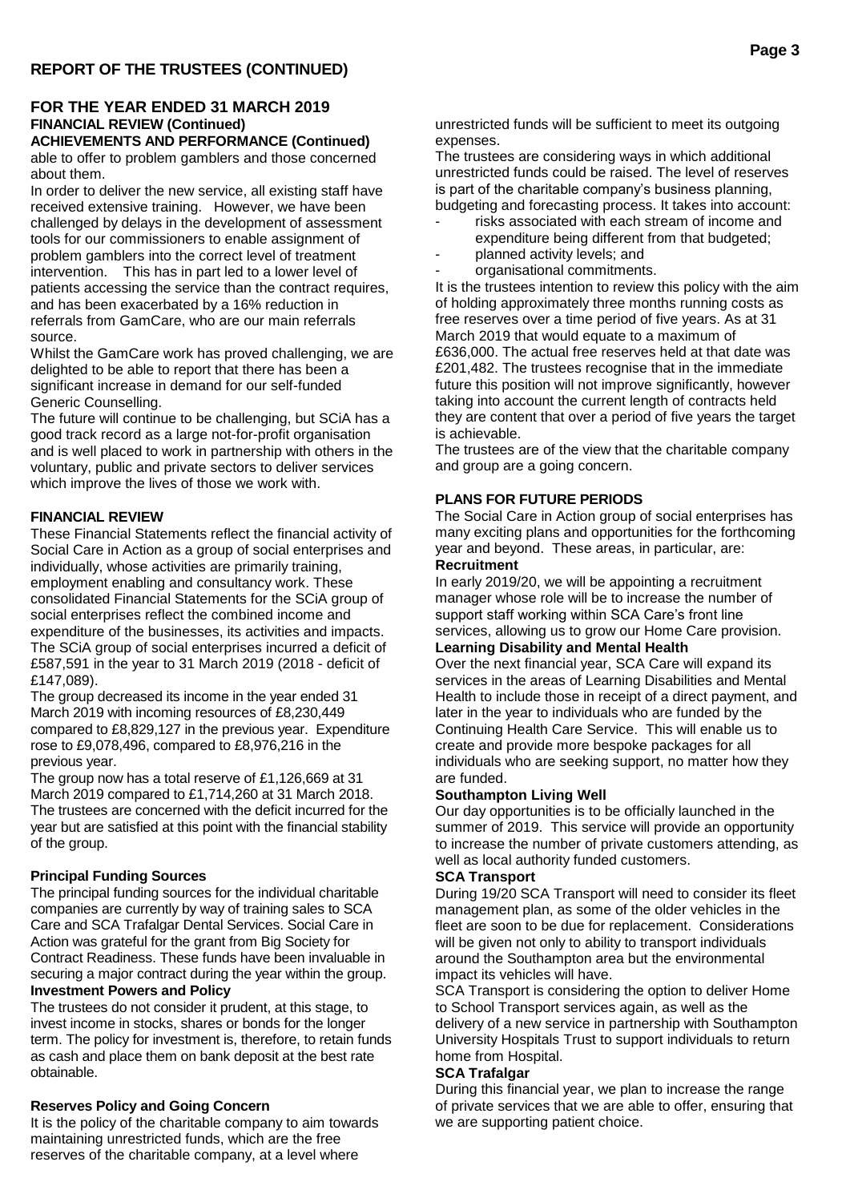## REPORT OF THE TRUSTEES (CONTINUED)

### FOR THE YEAR ENDED 31 MARCH 2019

**FINANCIAL REVIEW (Continued)**

**ACHIEVEMENTS AND PERFORMANCE (Continued)**

able to offer to problem gamblers and those concerned about them.

In order to deliver the new service, all existing staff have received extensive training. However, we have been challenged by delays in the development of assessment tools for our commissioners to enable assignment of problem gamblers into the correct level of treatment intervention. This has in part led to a lower level of patients accessing the service than the contract requires, and has been exacerbated by a 16% reduction in referrals from GamCare, who are our main referrals source.

Whilst the GamCare work has proved challenging, we are delighted to be able to report that there has been a significant increase in demand for our self-funded Generic Counselling.

The future will continue to be challenging, but SCiA has a good track record as a large not-for-profit organisation and is well placed to work in partnership with others in the voluntary, public and private sectors to deliver services which improve the lives of those we work with.

**FINANCIAL REVIEW**

These Financial Statements reflect the financial activity of Social Care in Action as a group of social enterprises and individually, whose activities are primarily training, employment enabling and consultancy work. These consolidated Financial Statements for the SCiA group of social enterprises reflect the combined income and expenditure of the businesses, its activities and impacts. The SCiA group of social enterprises incurred a deficit of £587,591 in the year to 31 March 2019 (2018 - deficit of £147,089).

The group decreased its income in the year ended 31 March 2019 with incoming resources of £8,230,449 compared to £8,829,127 in the previous year. Expenditure rose to £9,078,496, compared to £8,976,216 in the previous year.

The group now has a total reserve of £1,126,669 at 31 March 2019 compared to £1,714,260 at 31 March 2018. The trustees are concerned with the deficit incurred for the year but are satisfied at this point with the financial stability of the group.

**Principal Funding Sources**

The principal funding sources for the individual charitable companies are currently by way of training sales to SCA Care and SCA Trafalgar Dental Services. Social Care in Action was grateful for the grant from Big Society for Contract Readiness. These funds have been invaluable in securing a major contract during the year within the group.

**Investment Powers and Policy**

The trustees do not consider it prudent, at this stage, to invest income in stocks, shares or bonds for the longer term. The policy for investment is, therefore, to retain funds as cash and place them on bank deposit at the best rate obtainable.

**Reserves Policy and Going Concern**

It is the policy of the charitable company to aim towards maintaining unrestricted funds, which are the free reserves of the charitable company, at a level where unrestricted funds will be sufficient to meet its outgoing expenses.

The trustees are considering ways in which additional unrestricted funds could be raised. The level of reserves is part of the charitable company's business planning, budgeting and forecasting process. It takes into account:

- risks associated with each stream of income and expenditure being different from that budgeted;
- planned activity levels; and
- organisational commitments.

It is the trustees intention to review this policy with the aim of holding approximately three months running costs as free reserves over a time period of five years. As at 31 March 2019 that would equate to a maximum of £636,000. The actual free reserves held at that date was £201,482. The trustees recognise that in the immediate future this position will not improve significantly, however taking into account the current length of contracts held they are content that over a period of five years the target is achievable.

The trustees are of the view that the charitable company and group are a going concern.

**PLANS FOR FUTURE PERIODS**

The Social Care in Action group of social enterprises has many exciting plans and opportunities for the forthcoming year and beyond. These areas, in particular, are:

**Recruitment**

In early 2019/20, we will be appointing a recruitment manager whose role will be to increase the number of support staff working within SCA Care's front line services, allowing us to grow our Home Care provision.

**Learning Disability and Mental Health**

Over the next financial year, SCA Care will expand its services in the areas of Learning Disabilities and Mental Health to include those in receipt of a direct payment, and later in the year to individuals who are funded by the Continuing Health Care Service. This will enable us to create and provide more bespoke packages for all individuals who are seeking support, no matter how they are funded.

**Southampton Living Well**

Our day opportunities is to be officially launched in the summer of 2019. This service will provide an opportunity to increase the number of private customers attending, as well as local authority funded customers.

**SCA Transport**

During 19/20 SCA Transport will need to consider its fleet management plan, as some of the older vehicles in the fleet are soon to be due for replacement. Considerations will be given not only to ability to transport individuals around the Southampton area but the environmental impact its vehicles will have.

SCA Transport is considering the option to deliver Home to School Transport services again, as well as the delivery of a new service in partnership with Southampton University Hospitals Trust to support individuals to return home from Hospital.

**SCA Trafalgar**

During this financial year, we plan to increase the range of private services that we are able to offer, ensuring that we are supporting patient choice.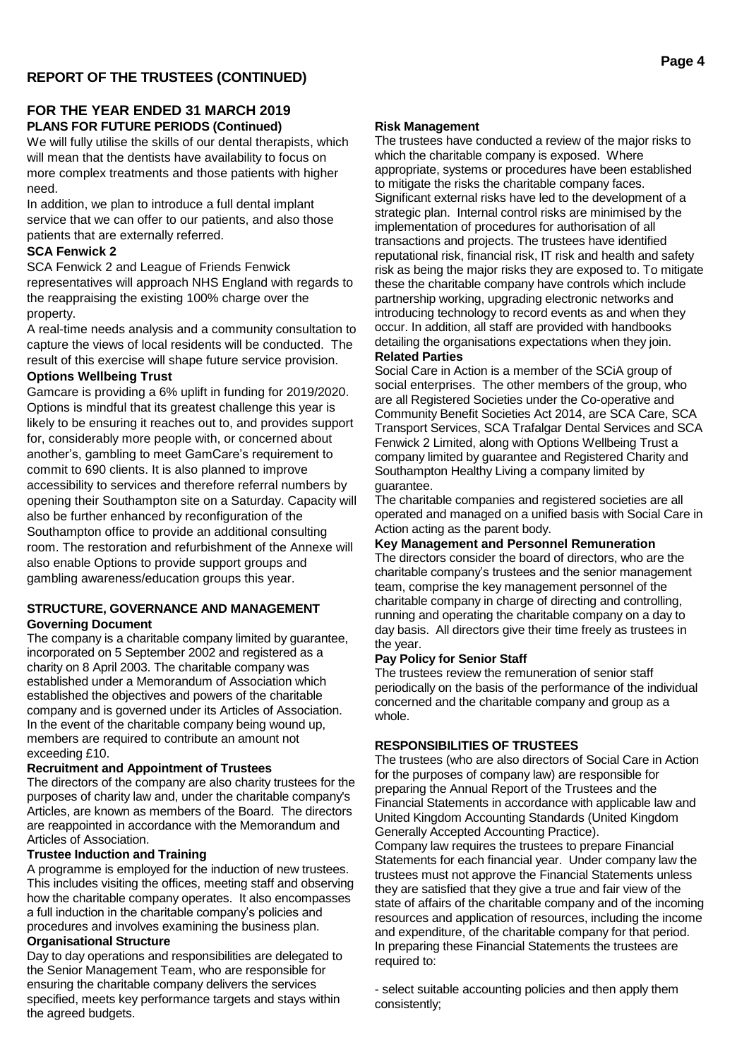## REPORT OF THE TRUSTEES (CONTINUED)

## FOR THE YEAR ENDED 31 MARCH 2019

**PLANS FOR FUTURE PERIODS (Continued)**

We will fully utilise the skills of our dental therapists, which will mean that the dentists have availability to focus on more complex treatments and those patients with higher need.

In addition, we plan to introduce a full dental implant service that we can offer to our patients, and also those patients that are externally referred.

**SCA Fenwick 2**

SCA Fenwick 2 and League of Friends Fenwick representatives will approach NHS England with regards to the reappraising the existing 100% charge over the property.

A real-time needs analysis and a community consultation to capture the views of local residents will be conducted. The result of this exercise will shape future service provision.

**Options Wellbeing Trust**

Gamcare is providing a 6% uplift in funding for 2019/2020. Options is mindful that its greatest challenge this year is likely to be ensuring it reaches out to, and provides support for, considerably more people with, or concerned about another's, gambling to meet GamCare's requirement to commit to 690 clients. It is also planned to improve accessibility to services and therefore referral numbers by opening their Southampton site on a Saturday. Capacity will also be further enhanced by reconfiguration of the Southampton office to provide an additional consulting room. The restoration and refurbishment of the Annexe will also enable Options to provide support groups and gambling awareness/education groups this year.

### STRUCTURE, GOVERNANCE AND MANAGEMENT

**Governing Document**

The company is a charitable company limited by guarantee, incorporated on 5 September 2002 and registered as a charity on 8 April 2003. The charitable company was established under a Memorandum of Association which established the objectives and powers of the charitable company and is governed under its Articles of Association. In the event of the charitable company being wound up, members are required to contribute an amount not exceeding £10.

**Recruitment and Appointment of Trustees**

The directors of the company are also charity trustees for the purposes of charity law and, under the charitable company's Articles, are known as members of the Board. The directors are reappointed in accordance with the Memorandum and Articles of Association.

**Trustee Induction and Training**

A programme is employed for the induction of new trustees. This includes visiting the offices, meeting staff and observing how the charitable company operates. It also encompasses a full induction in the charitable company's policies and procedures and involves examining the business plan.

**Organisational Structure**

Day to day operations and responsibilities are delegated to the Senior Management Team, who are responsible for ensuring the charitable company delivers the services specified, meets key performance targets and stays within the agreed budgets.

**Risk Management**

The trustees have conducted a review of the major risks to which the charitable company is exposed. Where appropriate, systems or procedures have been established to mitigate the risks the charitable company faces. Significant external risks have led to the development of a strategic plan. Internal control risks are minimised by the implementation of procedures for authorisation of all transactions and projects. The trustees have identified reputational risk, financial risk, IT risk and health and safety risk as being the major risks they are exposed to. To mitigate these the charitable company have controls which include partnership working, upgrading electronic networks and introducing technology to record events as and when they occur. In addition, all staff are provided with handbooks detailing the organisations expectations when they join.

**Related Parties**

Social Care in Action is a member of the SCiA group of social enterprises. The other members of the group, who are all Registered Societies under the Co-operative and Community Benefit Societies Act 2014, are SCA Care, SCA Transport Services, SCA Trafalgar Dental Services and SCA Fenwick 2 Limited, along with Options Wellbeing Trust a company limited by guarantee and Registered Charity and Southampton Healthy Living a company limited by guarantee.

The charitable companies and registered societies are all operated and managed on a unified basis with Social Care in Action acting as the parent body.

**Key Management and Personnel Remuneration**

The directors consider the board of directors, who are the charitable company's trustees and the senior management team, comprise the key management personnel of the charitable company in charge of directing and controlling, running and operating the charitable company on a day to day basis. All directors give their time freely as trustees in the year.

**Pay Policy for Senior Staff**

The trustees review the remuneration of senior staff periodically on the basis of the performance of the individual concerned and the charitable company and group as a whole.

### RESPONSIBILITIES OF TRUSTEES

The trustees (who are also directors of Social Care in Action for the purposes of company law) are responsible for preparing the Annual Report of the Trustees and the Financial Statements in accordance with applicable law and United Kingdom Accounting Standards (United Kingdom Generally Accepted Accounting Practice).

Company law requires the trustees to prepare Financial Statements for each financial year. Under company law the trustees must not approve the Financial Statements unless they are satisfied that they give a true and fair view of the state of affairs of the charitable company and of the incoming resources and application of resources, including the income and expenditure, of the charitable company for that period. In preparing these Financial Statements the trustees are required to:

- select suitable accounting policies and then apply them consistently;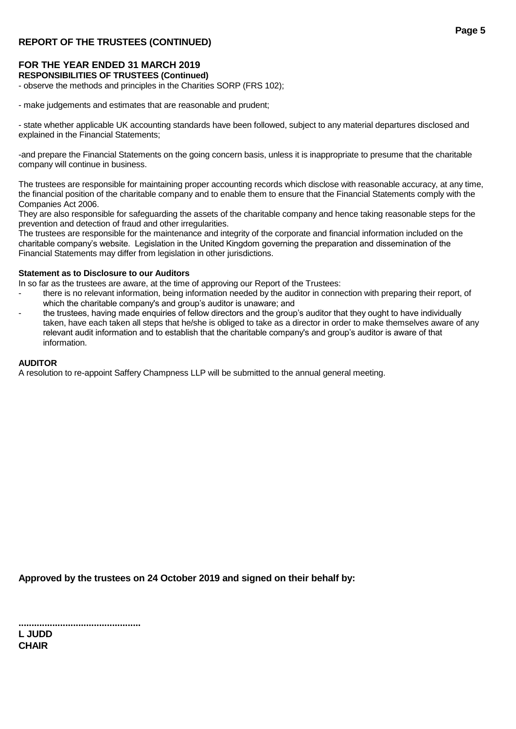## REPORT OF THE TRUSTEES (CONTINUED)

### FOR THE YEAR ENDED 31 MARCH 2019

**RESPONSIBILITIES OF TRUSTEES (Continued)**

- observe the methods and principles in the Charities SORP (FRS 102);

- make judgements and estimates that are reasonable and prudent;

- state whether applicable UK accounting standards have been followed, subject to any material departures disclosed and explained in the Financial Statements;

-and prepare the Financial Statements on the going concern basis, unless it is inappropriate to presume that the charitable company will continue in business.

The trustees are responsible for maintaining proper accounting records which disclose with reasonable accuracy, at any time, the financial position of the charitable company and to enable them to ensure that the Financial Statements comply with the Companies Act 2006.
They are also responsible for safeguarding the assets of the charitable company and hence taking reasonable steps for the prevention and detection of fraud and other irregularities.
The trustees are responsible for the maintenance and integrity of the corporate and financial information included on the charitable company's website. Legislation in the United Kingdom governing the preparation and dissemination of the Financial Statements may differ from legislation in other jurisdictions.

**Statement as to Disclosure to our Auditors**

In so far as the trustees are aware, at the time of approving our Report of the Trustees:

- there is no relevant information, being information needed by the auditor in connection with preparing their report, of which the charitable company's and group's auditor is unaware; and
- the trustees, having made enquiries of fellow directors and the group's auditor that they ought to have individually taken, have each taken all steps that he/she is obliged to take as a director in order to make themselves aware of any relevant audit information and to establish that the charitable company's and group's auditor is aware of that information.

**AUDITOR**

A resolution to re-appoint Saffery Champness LLP will be submitted to the annual general meeting.

**Approved by the trustees on 24 October 2019 and signed on their behalf by:**

**..............................................**
**L JUDD**
**CHAIR**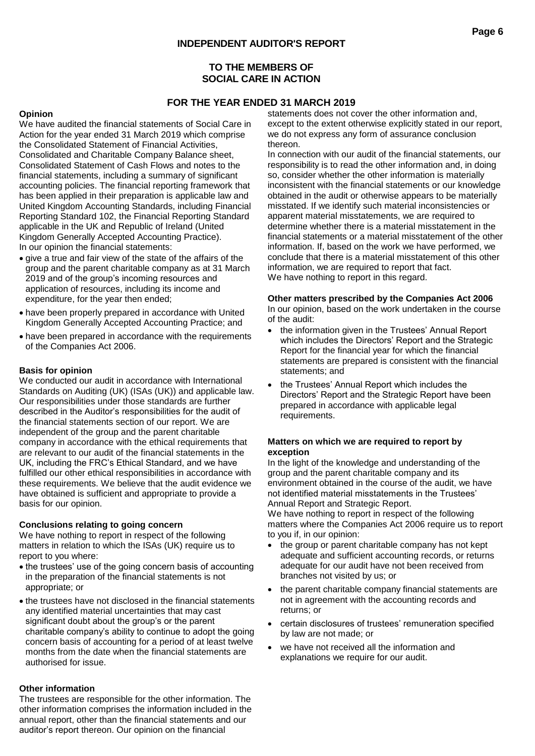# INDEPENDENT AUDITOR'S REPORT

## TO THE MEMBERS OF SOCIAL CARE IN ACTION

## FOR THE YEAR ENDED 31 MARCH 2019

**Opinion**

We have audited the financial statements of Social Care in Action for the year ended 31 March 2019 which comprise the Consolidated Statement of Financial Activities, Consolidated and Charitable Company Balance sheet, Consolidated Statement of Cash Flows and notes to the financial statements, including a summary of significant accounting policies. The financial reporting framework that has been applied in their preparation is applicable law and United Kingdom Accounting Standards, including Financial Reporting Standard 102, the Financial Reporting Standard applicable in the UK and Republic of Ireland (United Kingdom Generally Accepted Accounting Practice).

In our opinion the financial statements:

- give a true and fair view of the state of the affairs of the group and the parent charitable company as at 31 March 2019 and of the group's incoming resources and application of resources, including its income and expenditure, for the year then ended;
- have been properly prepared in accordance with United Kingdom Generally Accepted Accounting Practice; and
- have been prepared in accordance with the requirements of the Companies Act 2006.

**Basis for opinion**

We conducted our audit in accordance with International Standards on Auditing (UK) (ISAs (UK)) and applicable law. Our responsibilities under those standards are further described in the Auditor's responsibilities for the audit of the financial statements section of our report. We are independent of the group and the parent charitable company in accordance with the ethical requirements that are relevant to our audit of the financial statements in the UK, including the FRC's Ethical Standard, and we have fulfilled our other ethical responsibilities in accordance with these requirements. We believe that the audit evidence we have obtained is sufficient and appropriate to provide a basis for our opinion.

**Conclusions relating to going concern**

We have nothing to report in respect of the following matters in relation to which the ISAs (UK) require us to report to you where:

- the trustees' use of the going concern basis of accounting in the preparation of the financial statements is not appropriate; or
- the trustees have not disclosed in the financial statements any identified material uncertainties that may cast significant doubt about the group's or the parent charitable company's ability to continue to adopt the going concern basis of accounting for a period of at least twelve months from the date when the financial statements are authorised for issue.

**Other information**

The trustees are responsible for the other information. The other information comprises the information included in the annual report, other than the financial statements and our auditor's report thereon. Our opinion on the financial statements does not cover the other information and, except to the extent otherwise explicitly stated in our report, we do not express any form of assurance conclusion thereon.

In connection with our audit of the financial statements, our responsibility is to read the other information and, in doing so, consider whether the other information is materially inconsistent with the financial statements or our knowledge obtained in the audit or otherwise appears to be materially misstated. If we identify such material inconsistencies or apparent material misstatements, we are required to determine whether there is a material misstatement in the financial statements or a material misstatement of the other information. If, based on the work we have performed, we conclude that there is a material misstatement of this other information, we are required to report that fact.

We have nothing to report in this regard.

**Other matters prescribed by the Companies Act 2006**

In our opinion, based on the work undertaken in the course of the audit:

- the information given in the Trustees' Annual Report which includes the Directors' Report and the Strategic Report for the financial year for which the financial statements are prepared is consistent with the financial statements; and
- the Trustees' Annual Report which includes the Directors' Report and the Strategic Report have been prepared in accordance with applicable legal requirements.

**Matters on which we are required to report by exception**

In the light of the knowledge and understanding of the group and the parent charitable company and its environment obtained in the course of the audit, we have not identified material misstatements in the Trustees' Annual Report and Strategic Report.

We have nothing to report in respect of the following matters where the Companies Act 2006 require us to report to you if, in our opinion:

- the group or parent charitable company has not kept adequate and sufficient accounting records, or returns adequate for our audit have not been received from branches not visited by us; or
- the parent charitable company financial statements are not in agreement with the accounting records and returns; or
- certain disclosures of trustees' remuneration specified by law are not made; or
- we have not received all the information and explanations we require for our audit.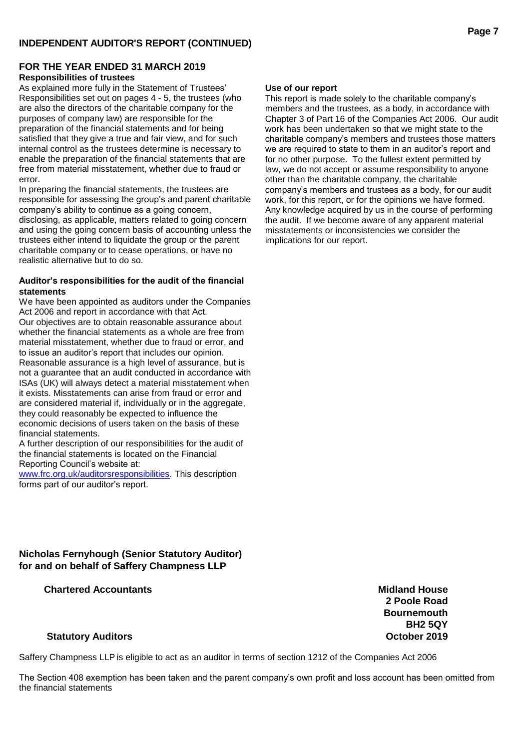## INDEPENDENT AUDITOR'S REPORT (CONTINUED)

### FOR THE YEAR ENDED 31 MARCH 2019

**Responsibilities of trustees**

As explained more fully in the Statement of Trustees' Responsibilities set out on pages 4 - 5, the trustees (who are also the directors of the charitable company for the purposes of company law) are responsible for the preparation of the financial statements and for being satisfied that they give a true and fair view, and for such internal control as the trustees determine is necessary to enable the preparation of the financial statements that are free from material misstatement, whether due to fraud or error.

In preparing the financial statements, the trustees are responsible for assessing the group's and parent charitable company's ability to continue as a going concern, disclosing, as applicable, matters related to going concern and using the going concern basis of accounting unless the trustees either intend to liquidate the group or the parent charitable company or to cease operations, or have no realistic alternative but to do so.

**Auditor's responsibilities for the audit of the financial statements**

We have been appointed as auditors under the Companies Act 2006 and report in accordance with that Act.

Our objectives are to obtain reasonable assurance about whether the financial statements as a whole are free from material misstatement, whether due to fraud or error, and to issue an auditor's report that includes our opinion. Reasonable assurance is a high level of assurance, but is not a guarantee that an audit conducted in accordance with ISAs (UK) will always detect a material misstatement when it exists. Misstatements can arise from fraud or error and are considered material if, individually or in the aggregate, they could reasonably be expected to influence the economic decisions of users taken on the basis of these financial statements.

A further description of our responsibilities for the audit of the financial statements is located on the Financial Reporting Council's website at: www.frc.org.uk/auditorsresponsibilities. This description forms part of our auditor's report.

**Use of our report**

This report is made solely to the charitable company's members and the trustees, as a body, in accordance with Chapter 3 of Part 16 of the Companies Act 2006. Our audit work has been undertaken so that we might state to the charitable company's members and trustees those matters we are required to state to them in an auditor's report and for no other purpose. To the fullest extent permitted by law, we do not accept or assume responsibility to anyone other than the charitable company, the charitable company's members and trustees as a body, for our audit work, for this report, or for the opinions we have formed. Any knowledge acquired by us in the course of performing the audit. If we become aware of any apparent material misstatements or inconsistencies we consider the implications for our report.

**Nicholas Fernyhough (Senior Statutory Auditor)**
**for and on behalf of Saffery Champness LLP**

**Chartered Accountants**

**Statutory Auditors**

**Midland House**
**2 Poole Road**
**Bournemouth**
**BH2 5QY**
**October 2019**

Saffery Champness LLP is eligible to act as an auditor in terms of section 1212 of the Companies Act 2006

The Section 408 exemption has been taken and the parent company's own profit and loss account has been omitted from the financial statements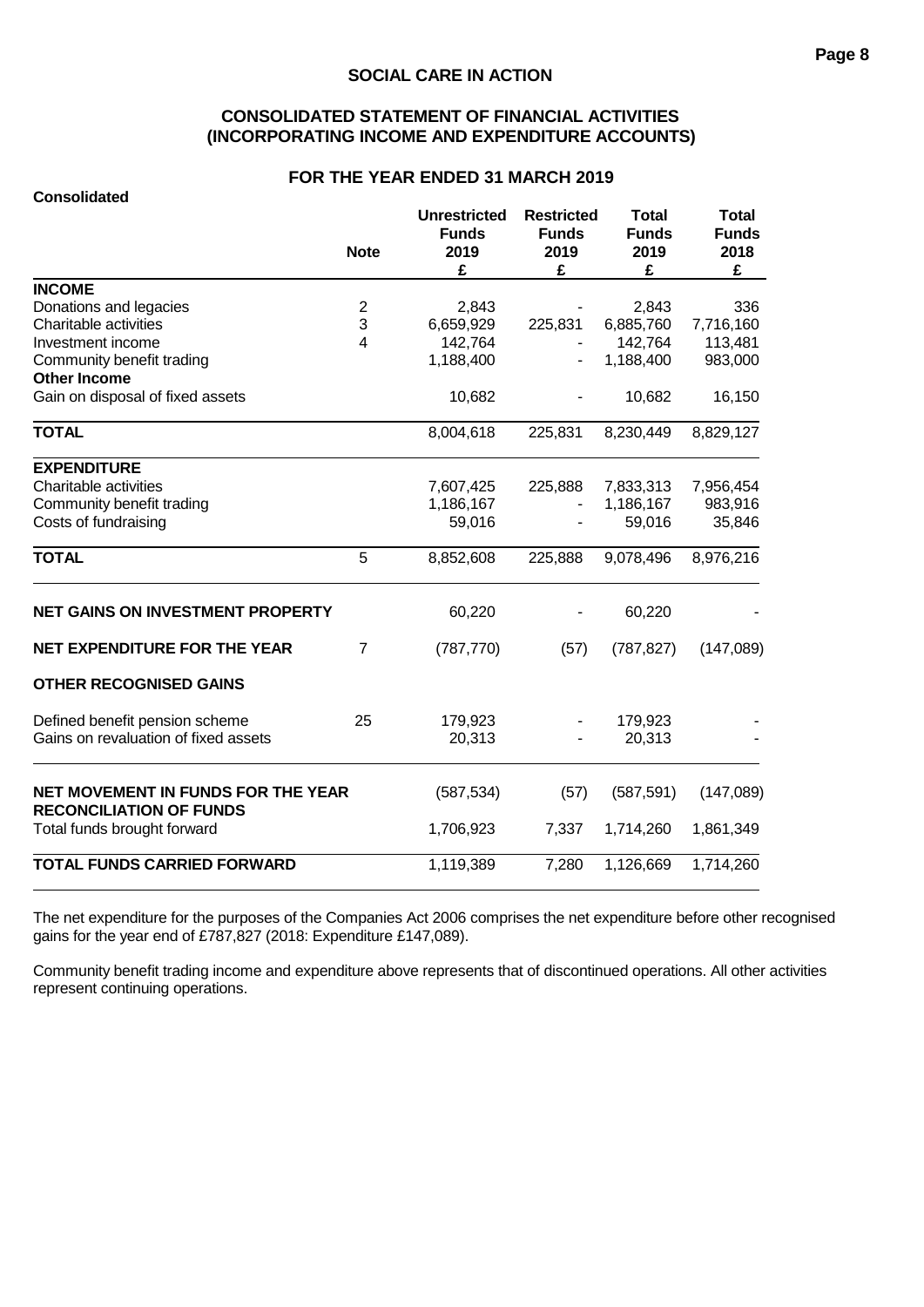# SOCIAL CARE IN ACTION

## CONSOLIDATED STATEMENT OF FINANCIAL ACTIVITIES (INCORPORATING INCOME AND EXPENDITURE ACCOUNTS)

### FOR THE YEAR ENDED 31 MARCH 2019

**Consolidated**

| | Note | Unrestricted Funds 2019 £ | Restricted Funds 2019 £ | Total Funds 2019 £ | Total Funds 2018 £ |
|---|---|---|---|---|---|
| **INCOME** | | | | | |
| Donations and legacies | 2 | 2,843 | - | 2,843 | 336 |
| Charitable activities | 3 | 6,659,929 | 225,831 | 6,885,760 | 7,716,160 |
| Investment income | 4 | 142,764 | - | 142,764 | 113,481 |
| Community benefit trading | | 1,188,400 | - | 1,188,400 | 983,000 |
| **Other Income** | | | | | |
| Gain on disposal of fixed assets | | 10,682 | - | 10,682 | 16,150 |
| **TOTAL** | | 8,004,618 | 225,831 | 8,230,449 | 8,829,127 |
| **EXPENDITURE** | | | | | |
| Charitable activities | | 7,607,425 | 225,888 | 7,833,313 | 7,956,454 |
| Community benefit trading | | 1,186,167 | - | 1,186,167 | 983,916 |
| Costs of fundraising | | 59,016 | - | 59,016 | 35,846 |
| **TOTAL** | 5 | 8,852,608 | 225,888 | 9,078,496 | 8,976,216 |
| **NET GAINS ON INVESTMENT PROPERTY** | | 60,220 | - | 60,220 | - |
| **NET EXPENDITURE FOR THE YEAR** | 7 | (787,770) | (57) | (787,827) | (147,089) |
| **OTHER RECOGNISED GAINS** | | | | | |
| Defined benefit pension scheme | 25 | 179,923 | - | 179,923 | - |
| Gains on revaluation of fixed assets | | 20,313 | - | 20,313 | - |
| **NET MOVEMENT IN FUNDS FOR THE YEAR** | | (587,534) | (57) | (587,591) | (147,089) |
| **RECONCILIATION OF FUNDS** | | | | | |
| Total funds brought forward | | 1,706,923 | 7,337 | 1,714,260 | 1,861,349 |
| **TOTAL FUNDS CARRIED FORWARD** | | 1,119,389 | 7,280 | 1,126,669 | 1,714,260 |

The net expenditure for the purposes of the Companies Act 2006 comprises the net expenditure before other recognised gains for the year end of £787,827 (2018: Expenditure £147,089).

Community benefit trading income and expenditure above represents that of discontinued operations. All other activities represent continuing operations.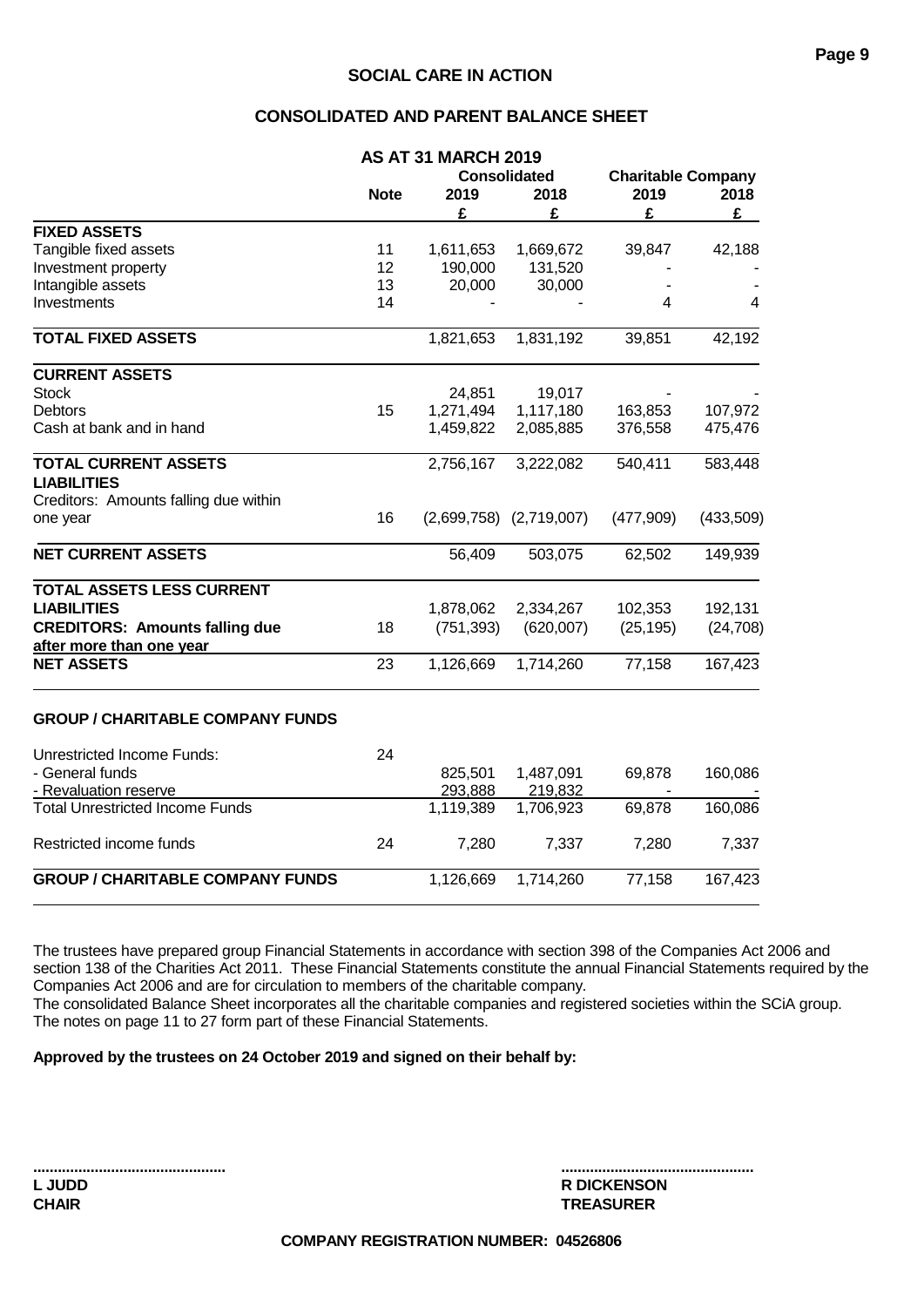## SOCIAL CARE IN ACTION

## CONSOLIDATED AND PARENT BALANCE SHEET

### AS AT 31 MARCH 2019

| | Note | Consolidated 2019 £ | Consolidated 2018 £ | Charitable Company 2019 £ | Charitable Company 2018 £ |
|---|---|---|---|---|---|
| **FIXED ASSETS** | | | | | |
| Tangible fixed assets | 11 | 1,611,653 | 1,669,672 | 39,847 | 42,188 |
| Investment property | 12 | 190,000 | 131,520 | - | - |
| Intangible assets | 13 | 20,000 | 30,000 | - | - |
| Investments | 14 | - | - | 4 | 4 |
| **TOTAL FIXED ASSETS** | | 1,821,653 | 1,831,192 | 39,851 | 42,192 |
| **CURRENT ASSETS** | | | | | |
| Stock | | 24,851 | 19,017 | - | - |
| Debtors | 15 | 1,271,494 | 1,117,180 | 163,853 | 107,972 |
| Cash at bank and in hand | | 1,459,822 | 2,085,885 | 376,558 | 475,476 |
| **TOTAL CURRENT ASSETS** | | 2,756,167 | 3,222,082 | 540,411 | 583,448 |
| **LIABILITIES** | | | | | |
| Creditors: Amounts falling due within one year | 16 | (2,699,758) | (2,719,007) | (477,909) | (433,509) |
| **NET CURRENT ASSETS** | | 56,409 | 503,075 | 62,502 | 149,939 |
| **TOTAL ASSETS LESS CURRENT LIABILITIES** | | 1,878,062 | 2,334,267 | 102,353 | 192,131 |
| **CREDITORS: Amounts falling due after more than one year** | 18 | (751,393) | (620,007) | (25,195) | (24,708) |
| **NET ASSETS** | 23 | 1,126,669 | 1,714,260 | 77,158 | 167,423 |
| | | | | | |
| **GROUP / CHARITABLE COMPANY FUNDS** | | | | | |
| Unrestricted Income Funds: | 24 | | | | |
| - General funds | | 825,501 | 1,487,091 | 69,878 | 160,086 |
| - Revaluation reserve | | 293,888 | 219,832 | - | - |
| Total Unrestricted Income Funds | | 1,119,389 | 1,706,923 | 69,878 | 160,086 |
| Restricted income funds | 24 | 7,280 | 7,337 | 7,280 | 7,337 |
| **GROUP / CHARITABLE COMPANY FUNDS** | | 1,126,669 | 1,714,260 | 77,158 | 167,423 |

The trustees have prepared group Financial Statements in accordance with section 398 of the Companies Act 2006 and section 138 of the Charities Act 2011. These Financial Statements constitute the annual Financial Statements required by the Companies Act 2006 and are for circulation to members of the charitable company.
The consolidated Balance Sheet incorporates all the charitable companies and registered societies within the SCiA group.
The notes on page 11 to 27 form part of these Financial Statements.

**Approved by the trustees on 24 October 2019 and signed on their behalf by:**

..............................................
**L JUDD**
**CHAIR**

..............................................
**R DICKENSON**
**TREASURER**

**COMPANY REGISTRATION NUMBER: 04526806**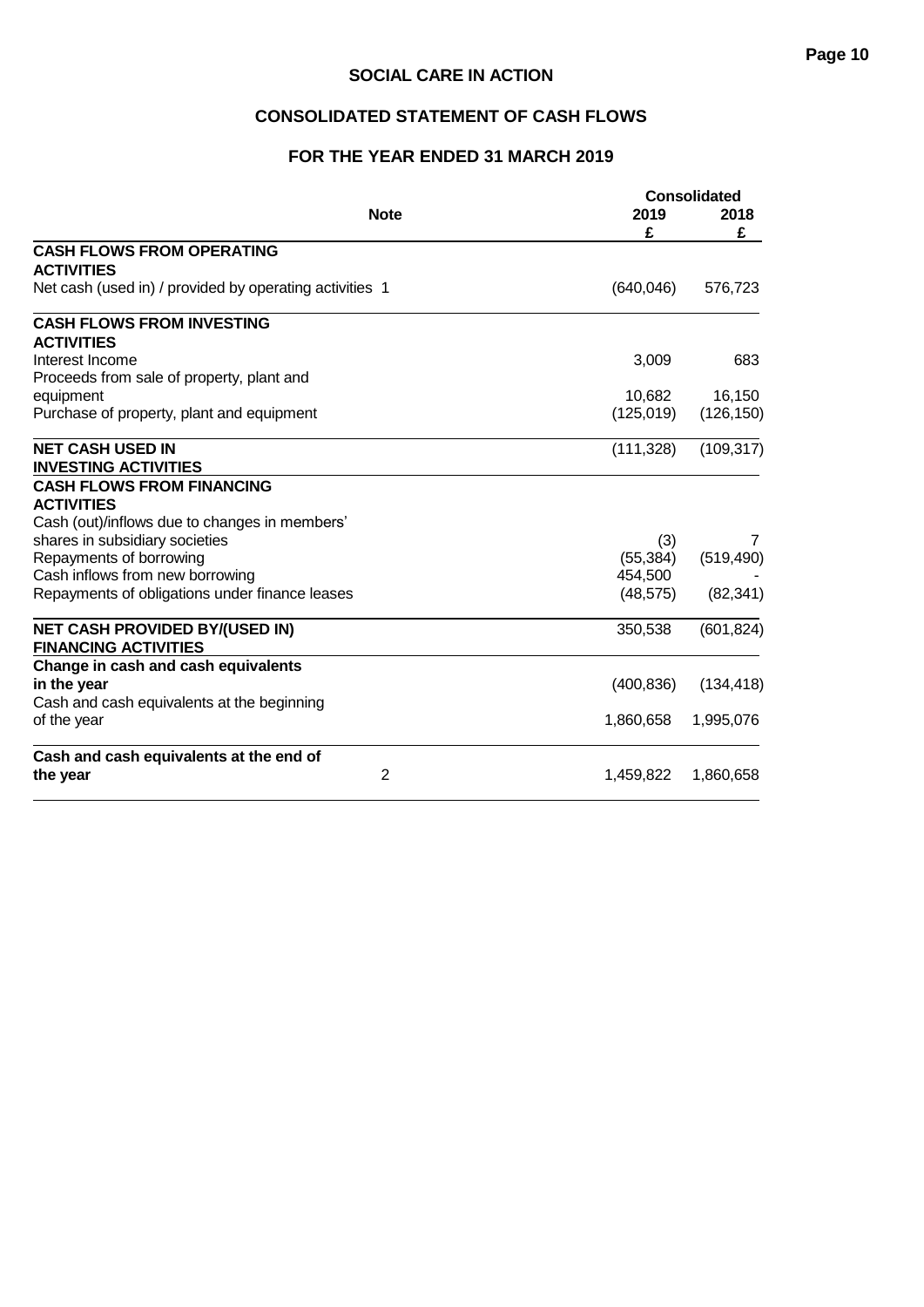# SOCIAL CARE IN ACTION

## CONSOLIDATED STATEMENT OF CASH FLOWS

## FOR THE YEAR ENDED 31 MARCH 2019

| | Note | Consolidated 2019 £ | Consolidated 2018 £ |
|---|---|---|---|
| **CASH FLOWS FROM OPERATING ACTIVITIES** | | | |
| Net cash (used in) / provided by operating activities | 1 | (640,046) | 576,723 |
| **CASH FLOWS FROM INVESTING ACTIVITIES** | | | |
| Interest Income | | 3,009 | 683 |
| Proceeds from sale of property, plant and equipment | | 10,682 | 16,150 |
| Purchase of property, plant and equipment | | (125,019) | (126,150) |
| **NET CASH USED IN INVESTING ACTIVITIES** | | (111,328) | (109,317) |
| **CASH FLOWS FROM FINANCING ACTIVITIES** | | | |
| Cash (out)/inflows due to changes in members' shares in subsidiary societies | | (3) | 7 |
| Repayments of borrowing | | (55,384) | (519,490) |
| Cash inflows from new borrowing | | 454,500 | - |
| Repayments of obligations under finance leases | | (48,575) | (82,341) |
| **NET CASH PROVIDED BY/(USED IN) FINANCING ACTIVITIES** | | 350,538 | (601,824) |
| **Change in cash and cash equivalents in the year** | | (400,836) | (134,418) |
| Cash and cash equivalents at the beginning of the year | | 1,860,658 | 1,995,076 |
| **Cash and cash equivalents at the end of the year** | 2 | 1,459,822 | 1,860,658 |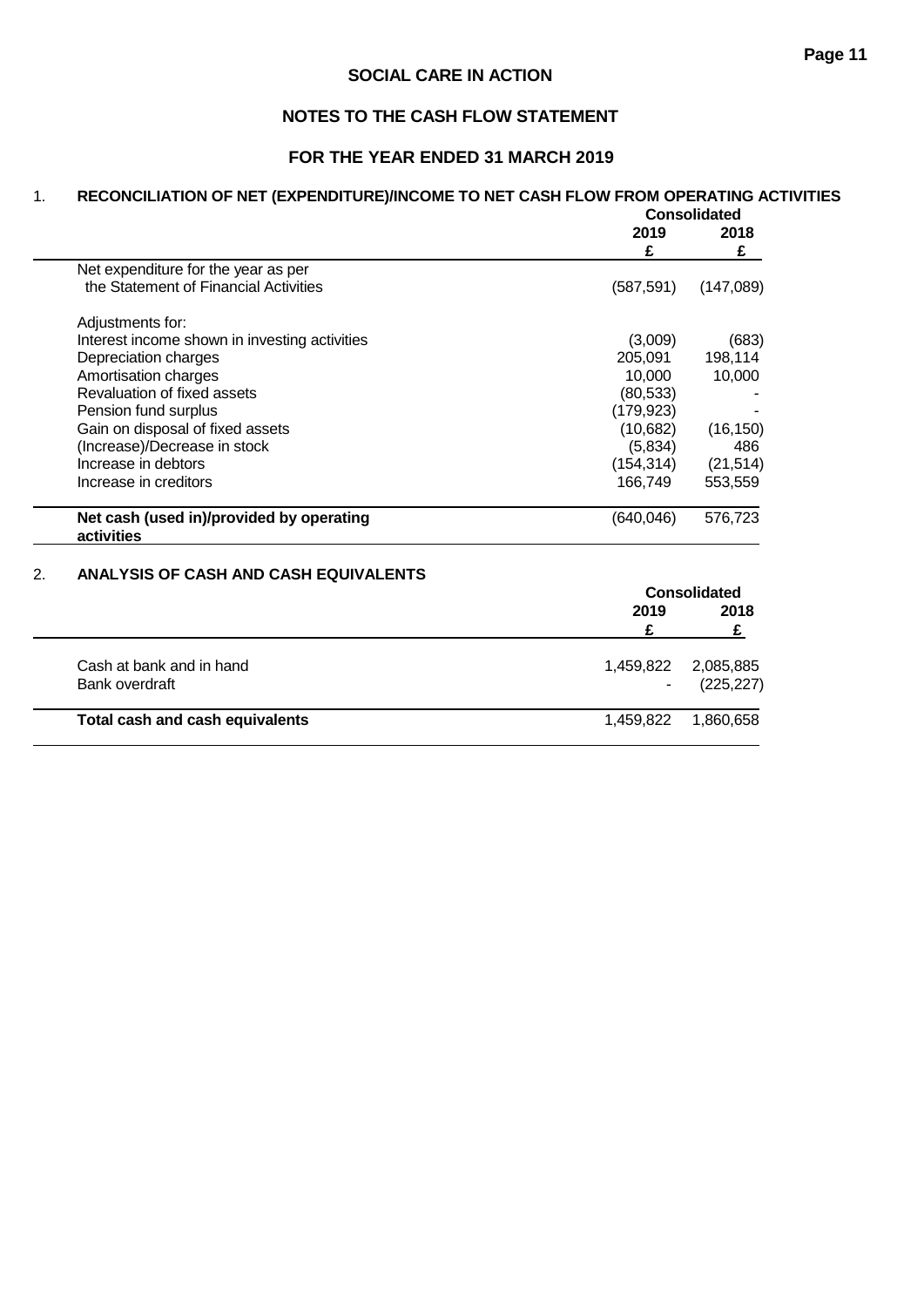# SOCIAL CARE IN ACTION

## NOTES TO THE CASH FLOW STATEMENT

## FOR THE YEAR ENDED 31 MARCH 2019

### 1. RECONCILIATION OF NET (EXPENDITURE)/INCOME TO NET CASH FLOW FROM OPERATING ACTIVITIES

| | Consolidated | |
|---|---|---|
| | 2019 | 2018 |
| | £ | £ |
| Net expenditure for the year as per the Statement of Financial Activities | (587,591) | (147,089) |
| Adjustments for: | | |
| Interest income shown in investing activities | (3,009) | (683) |
| Depreciation charges | 205,091 | 198,114 |
| Amortisation charges | 10,000 | 10,000 |
| Revaluation of fixed assets | (80,533) | - |
| Pension fund surplus | (179,923) | - |
| Gain on disposal of fixed assets | (10,682) | (16,150) |
| (Increase)/Decrease in stock | (5,834) | 486 |
| Increase in debtors | (154,314) | (21,514) |
| Increase in creditors | 166,749 | 553,559 |
| **Net cash (used in)/provided by operating activities** | (640,046) | 576,723 |

### 2. ANALYSIS OF CASH AND CASH EQUIVALENTS

| | Consolidated | |
|---|---|---|
| | 2019 | 2018 |
| | £ | £ |
| Cash at bank and in hand | 1,459,822 | 2,085,885 |
| Bank overdraft | - | (225,227) |
| **Total cash and cash equivalents** | 1,459,822 | 1,860,658 |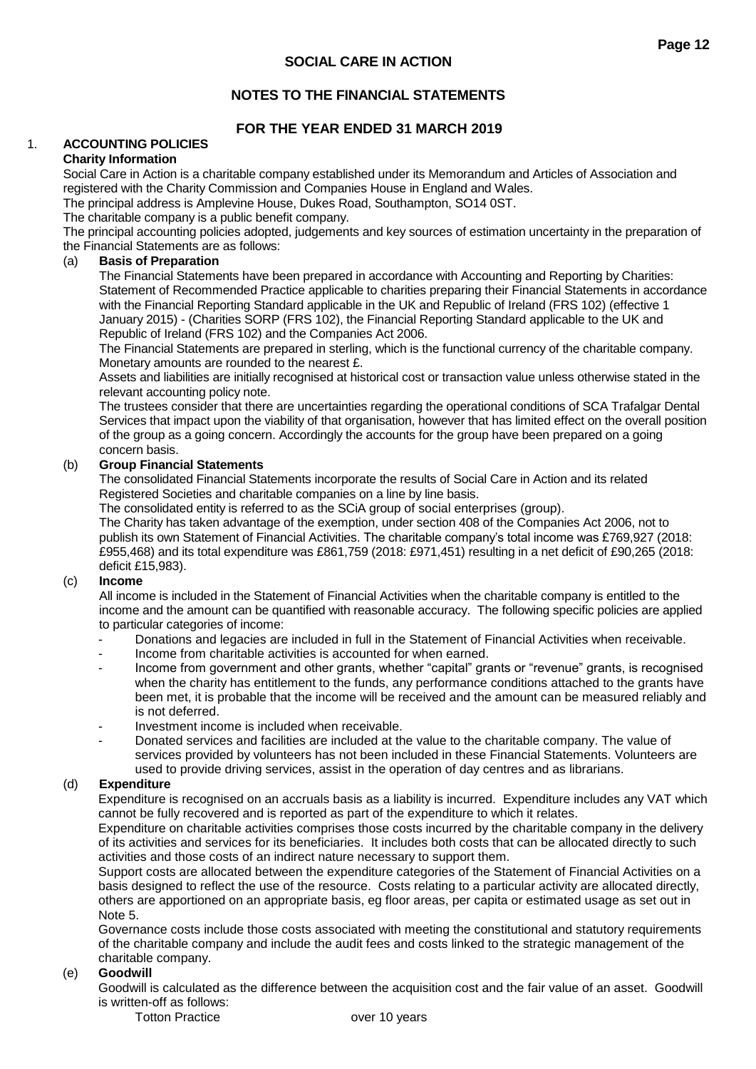**SOCIAL CARE IN ACTION**

**NOTES TO THE FINANCIAL STATEMENTS**

**FOR THE YEAR ENDED 31 MARCH 2019**

## 1. ACCOUNTING POLICIES

**Charity Information**

Social Care in Action is a charitable company established under its Memorandum and Articles of Association and registered with the Charity Commission and Companies House in England and Wales.

The principal address is Amplevine House, Dukes Road, Southampton, SO14 0ST.

The charitable company is a public benefit company.

The principal accounting policies adopted, judgements and key sources of estimation uncertainty in the preparation of the Financial Statements are as follows:

### (a) Basis of Preparation

The Financial Statements have been prepared in accordance with Accounting and Reporting by Charities: Statement of Recommended Practice applicable to charities preparing their Financial Statements in accordance with the Financial Reporting Standard applicable in the UK and Republic of Ireland (FRS 102) (effective 1 January 2015) - (Charities SORP (FRS 102), the Financial Reporting Standard applicable to the UK and Republic of Ireland (FRS 102) and the Companies Act 2006.

The Financial Statements are prepared in sterling, which is the functional currency of the charitable company. Monetary amounts are rounded to the nearest £.

Assets and liabilities are initially recognised at historical cost or transaction value unless otherwise stated in the relevant accounting policy note.

The trustees consider that there are uncertainties regarding the operational conditions of SCA Trafalgar Dental Services that impact upon the viability of that organisation, however that has limited effect on the overall position of the group as a going concern. Accordingly the accounts for the group have been prepared on a going concern basis.

### (b) Group Financial Statements

The consolidated Financial Statements incorporate the results of Social Care in Action and its related Registered Societies and charitable companies on a line by line basis.

The consolidated entity is referred to as the SCiA group of social enterprises (group).

The Charity has taken advantage of the exemption, under section 408 of the Companies Act 2006, not to publish its own Statement of Financial Activities. The charitable company's total income was £769,927 (2018: £955,468) and its total expenditure was £861,759 (2018: £971,451) resulting in a net deficit of £90,265 (2018: deficit £15,983).

### (c) Income

All income is included in the Statement of Financial Activities when the charitable company is entitled to the income and the amount can be quantified with reasonable accuracy. The following specific policies are applied to particular categories of income:

- Donations and legacies are included in full in the Statement of Financial Activities when receivable.
- Income from charitable activities is accounted for when earned.
- Income from government and other grants, whether "capital" grants or "revenue" grants, is recognised when the charity has entitlement to the funds, any performance conditions attached to the grants have been met, it is probable that the income will be received and the amount can be measured reliably and is not deferred.
- Investment income is included when receivable.
- Donated services and facilities are included at the value to the charitable company. The value of services provided by volunteers has not been included in these Financial Statements. Volunteers are used to provide driving services, assist in the operation of day centres and as librarians.

### (d) Expenditure

Expenditure is recognised on an accruals basis as a liability is incurred. Expenditure includes any VAT which cannot be fully recovered and is reported as part of the expenditure to which it relates.

Expenditure on charitable activities comprises those costs incurred by the charitable company in the delivery of its activities and services for its beneficiaries. It includes both costs that can be allocated directly to such activities and those costs of an indirect nature necessary to support them.

Support costs are allocated between the expenditure categories of the Statement of Financial Activities on a basis designed to reflect the use of the resource. Costs relating to a particular activity are allocated directly, others are apportioned on an appropriate basis, eg floor areas, per capita or estimated usage as set out in Note 5.

Governance costs include those costs associated with meeting the constitutional and statutory requirements of the charitable company and include the audit fees and costs linked to the strategic management of the charitable company.

### (e) Goodwill

Goodwill is calculated as the difference between the acquisition cost and the fair value of an asset. Goodwill is written-off as follows:

| | |
|---|---|
| Totton Practice | over 10 years |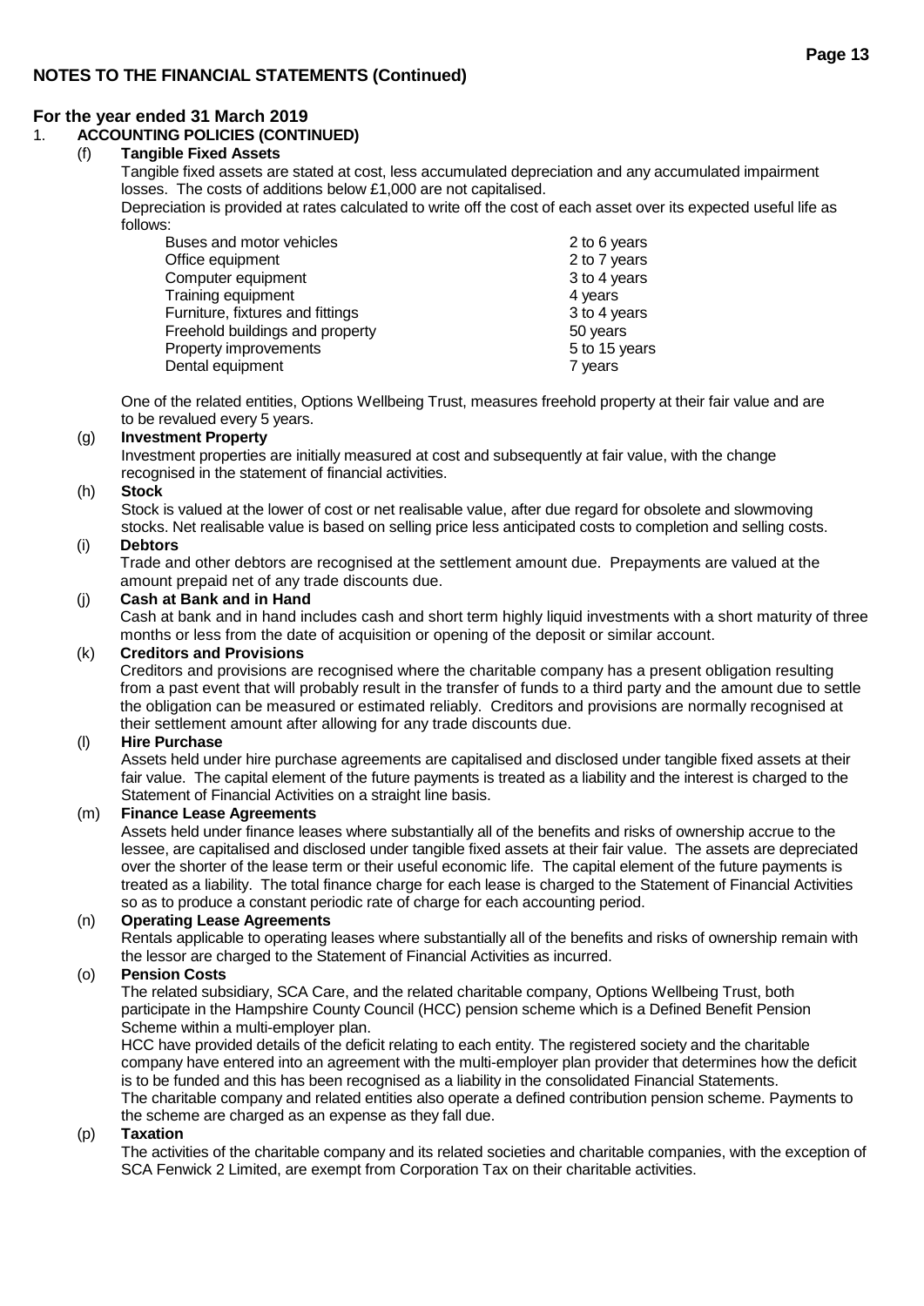## NOTES TO THE FINANCIAL STATEMENTS (Continued)

### For the year ended 31 March 2019

1. **ACCOUNTING POLICIES (CONTINUED)**

(f) **Tangible Fixed Assets**

Tangible fixed assets are stated at cost, less accumulated depreciation and any accumulated impairment losses. The costs of additions below £1,000 are not capitalised.

Depreciation is provided at rates calculated to write off the cost of each asset over its expected useful life as follows:

| | |
|---|---|
| Buses and motor vehicles | 2 to 6 years |
| Office equipment | 2 to 7 years |
| Computer equipment | 3 to 4 years |
| Training equipment | 4 years |
| Furniture, fixtures and fittings | 3 to 4 years |
| Freehold buildings and property | 50 years |
| Property improvements | 5 to 15 years |
| Dental equipment | 7 years |

One of the related entities, Options Wellbeing Trust, measures freehold property at their fair value and are to be revalued every 5 years.

(g) **Investment Property**

Investment properties are initially measured at cost and subsequently at fair value, with the change recognised in the statement of financial activities.

(h) **Stock**

Stock is valued at the lower of cost or net realisable value, after due regard for obsolete and slowmoving stocks. Net realisable value is based on selling price less anticipated costs to completion and selling costs.

(i) **Debtors**

Trade and other debtors are recognised at the settlement amount due. Prepayments are valued at the amount prepaid net of any trade discounts due.

(j) **Cash at Bank and in Hand**

Cash at bank and in hand includes cash and short term highly liquid investments with a short maturity of three months or less from the date of acquisition or opening of the deposit or similar account.

(k) **Creditors and Provisions**

Creditors and provisions are recognised where the charitable company has a present obligation resulting from a past event that will probably result in the transfer of funds to a third party and the amount due to settle the obligation can be measured or estimated reliably. Creditors and provisions are normally recognised at their settlement amount after allowing for any trade discounts due.

(l) **Hire Purchase**

Assets held under hire purchase agreements are capitalised and disclosed under tangible fixed assets at their fair value. The capital element of the future payments is treated as a liability and the interest is charged to the Statement of Financial Activities on a straight line basis.

(m) **Finance Lease Agreements**

Assets held under finance leases where substantially all of the benefits and risks of ownership accrue to the lessee, are capitalised and disclosed under tangible fixed assets at their fair value. The assets are depreciated over the shorter of the lease term or their useful economic life. The capital element of the future payments is treated as a liability. The total finance charge for each lease is charged to the Statement of Financial Activities so as to produce a constant periodic rate of charge for each accounting period.

(n) **Operating Lease Agreements**

Rentals applicable to operating leases where substantially all of the benefits and risks of ownership remain with the lessor are charged to the Statement of Financial Activities as incurred.

(o) **Pension Costs**

The related subsidiary, SCA Care, and the related charitable company, Options Wellbeing Trust, both participate in the Hampshire County Council (HCC) pension scheme which is a Defined Benefit Pension Scheme within a multi-employer plan.

HCC have provided details of the deficit relating to each entity. The registered society and the charitable company have entered into an agreement with the multi-employer plan provider that determines how the deficit is to be funded and this has been recognised as a liability in the consolidated Financial Statements.

The charitable company and related entities also operate a defined contribution pension scheme. Payments to the scheme are charged as an expense as they fall due.

(p) **Taxation**

The activities of the charitable company and its related societies and charitable companies, with the exception of SCA Fenwick 2 Limited, are exempt from Corporation Tax on their charitable activities.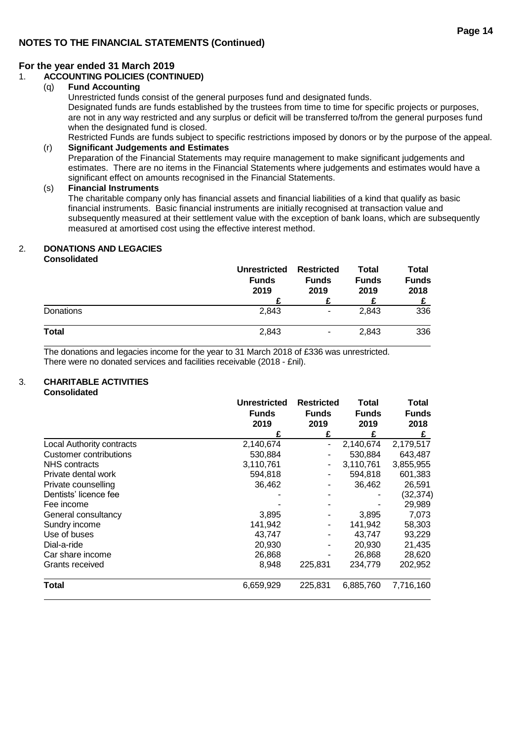## NOTES TO THE FINANCIAL STATEMENTS (Continued)

### For the year ended 31 March 2019

1. **ACCOUNTING POLICIES (CONTINUED)**

   (q) **Fund Accounting**

   Unrestricted funds consist of the general purposes fund and designated funds.

   Designated funds are funds established by the trustees from time to time for specific projects or purposes, are not in any way restricted and any surplus or deficit will be transferred to/from the general purposes fund when the designated fund is closed.

   Restricted Funds are funds subject to specific restrictions imposed by donors or by the purpose of the appeal.

   (r) **Significant Judgements and Estimates**

   Preparation of the Financial Statements may require management to make significant judgements and estimates. There are no items in the Financial Statements where judgements and estimates would have a significant effect on amounts recognised in the Financial Statements.

   (s) **Financial Instruments**

   The charitable company only has financial assets and financial liabilities of a kind that qualify as basic financial instruments. Basic financial instruments are initially recognised at transaction value and subsequently measured at their settlement value with the exception of bank loans, which are subsequently measured at amortised cost using the effective interest method.

2. **DONATIONS AND LEGACIES**

**Consolidated**

| | Unrestricted Funds 2019 £ | Restricted Funds 2019 £ | Total Funds 2019 £ | Total Funds 2018 £ |
|---|---|---|---|---|
| Donations | 2,843 | - | 2,843 | 336 |
| **Total** | 2,843 | - | 2,843 | 336 |

The donations and legacies income for the year to 31 March 2018 of £336 was unrestricted.
There were no donated services and facilities receivable (2018 - £nil).

3. **CHARITABLE ACTIVITIES**

**Consolidated**

| | Unrestricted Funds 2019 £ | Restricted Funds 2019 £ | Total Funds 2019 £ | Total Funds 2018 £ |
|---|---|---|---|---|
| Local Authority contracts | 2,140,674 | - | 2,140,674 | 2,179,517 |
| Customer contributions | 530,884 | - | 530,884 | 643,487 |
| NHS contracts | 3,110,761 | - | 3,110,761 | 3,855,955 |
| Private dental work | 594,818 | - | 594,818 | 601,383 |
| Private counselling | 36,462 | - | 36,462 | 26,591 |
| Dentists' licence fee | - | - | - | (32,374) |
| Fee income | - | - | - | 29,989 |
| General consultancy | 3,895 | - | 3,895 | 7,073 |
| Sundry income | 141,942 | - | 141,942 | 58,303 |
| Use of buses | 43,747 | - | 43,747 | 93,229 |
| Dial-a-ride | 20,930 | - | 20,930 | 21,435 |
| Car share income | 26,868 | - | 26,868 | 28,620 |
| Grants received | 8,948 | 225,831 | 234,779 | 202,952 |
| **Total** | 6,659,929 | 225,831 | 6,885,760 | 7,716,160 |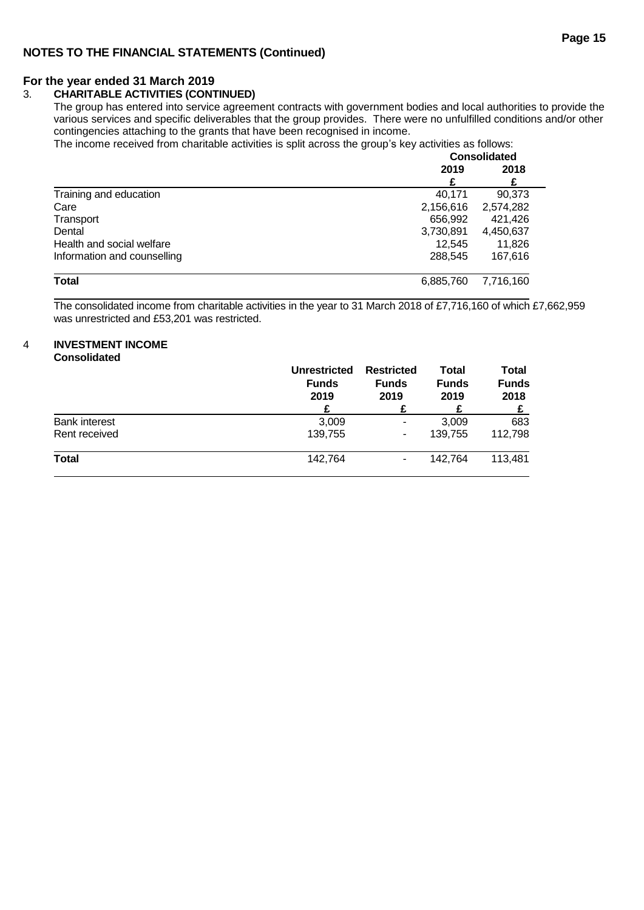## NOTES TO THE FINANCIAL STATEMENTS (Continued)

### For the year ended 31 March 2019

### 3. CHARITABLE ACTIVITIES (CONTINUED)

The group has entered into service agreement contracts with government bodies and local authorities to provide the various services and specific deliverables that the group provides. There were no unfulfilled conditions and/or other contingencies attaching to the grants that have been recognised in income.

The income received from charitable activities is split across the group's key activities as follows:

| | Consolidated | |
|---|---|---|
| | 2019 | 2018 |
| | £ | £ |
| Training and education | 40,171 | 90,373 |
| Care | 2,156,616 | 2,574,282 |
| Transport | 656,992 | 421,426 |
| Dental | 3,730,891 | 4,450,637 |
| Health and social welfare | 12,545 | 11,826 |
| Information and counselling | 288,545 | 167,616 |
| **Total** | 6,885,760 | 7,716,160 |

The consolidated income from charitable activities in the year to 31 March 2018 of £7,716,160 of which £7,662,959 was unrestricted and £53,201 was restricted.

### 4 INVESTMENT INCOME

**Consolidated**

| | Unrestricted Funds 2019 | Restricted Funds 2019 | Total Funds 2019 | Total Funds 2018 |
|---|---|---|---|---|
| | £ | £ | £ | £ |
| Bank interest | 3,009 | - | 3,009 | 683 |
| Rent received | 139,755 | - | 139,755 | 112,798 |
| **Total** | 142,764 | - | 142,764 | 113,481 |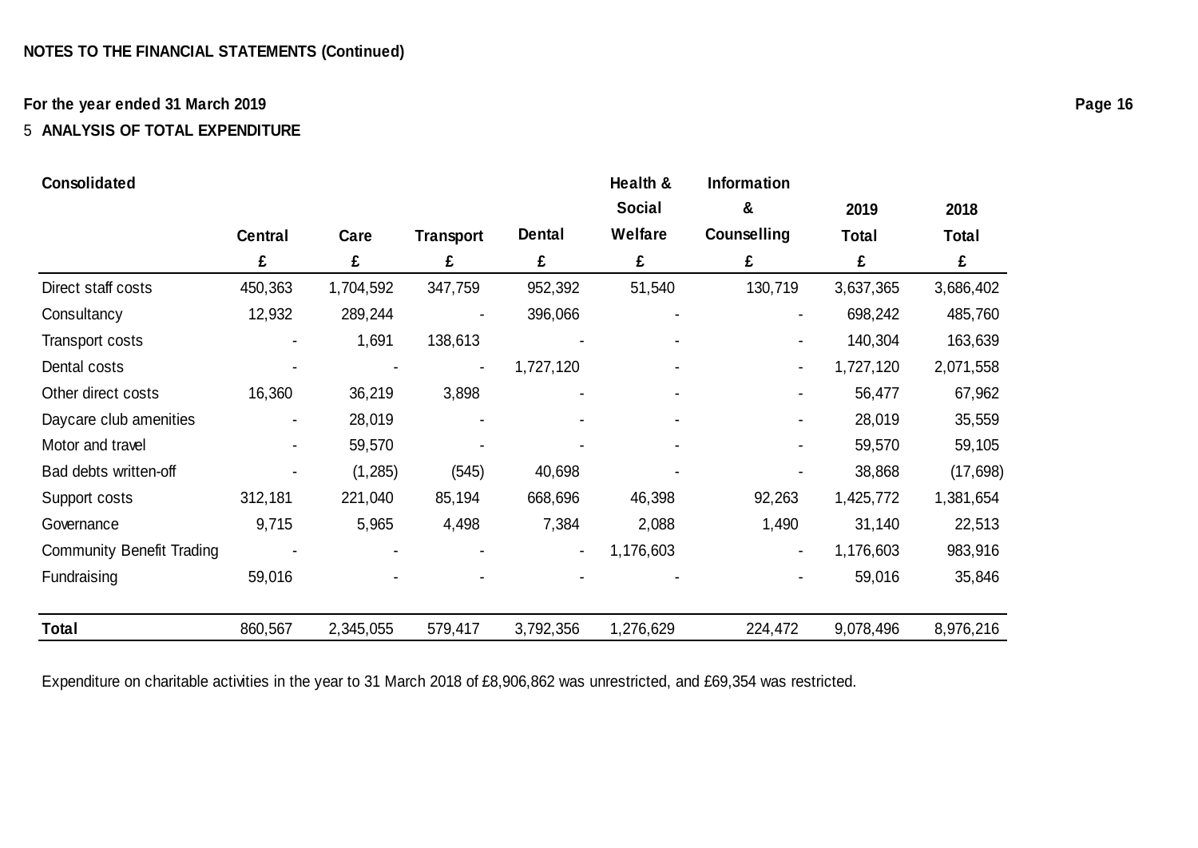**NOTES TO THE FINANCIAL STATEMENTS (Continued)**

**For the year ended 31 March 2019**

## 5 ANALYSIS OF TOTAL EXPENDITURE

| Consolidated | Central | Care | Transport | Dental | Health & Social Welfare | Information & Counselling | 2019 Total | 2018 Total |
|---|---|---|---|---|---|---|---|---|
| | £ | £ | £ | £ | £ | £ | £ | £ |
| Direct staff costs | 450,363 | 1,704,592 | 347,759 | 952,392 | 51,540 | 130,719 | 3,637,365 | 3,686,402 |
| Consultancy | 12,932 | 289,244 | - | 396,066 | - | - | 698,242 | 485,760 |
| Transport costs | - | 1,691 | 138,613 | - | - | - | 140,304 | 163,639 |
| Dental costs | - | - | - | 1,727,120 | - | - | 1,727,120 | 2,071,558 |
| Other direct costs | 16,360 | 36,219 | 3,898 | - | - | - | 56,477 | 67,962 |
| Daycare club amenities | - | 28,019 | - | - | - | - | 28,019 | 35,559 |
| Motor and travel | - | 59,570 | - | - | - | - | 59,570 | 59,105 |
| Bad debts written-off | - | (1,285) | (545) | 40,698 | - | - | 38,868 | (17,698) |
| Support costs | 312,181 | 221,040 | 85,194 | 668,696 | 46,398 | 92,263 | 1,425,772 | 1,381,654 |
| Governance | 9,715 | 5,965 | 4,498 | 7,384 | 2,088 | 1,490 | 31,140 | 22,513 |
| Community Benefit Trading | - | - | - | - | 1,176,603 | - | 1,176,603 | 983,916 |
| Fundraising | 59,016 | - | - | - | - | - | 59,016 | 35,846 |
| **Total** | 860,567 | 2,345,055 | 579,417 | 3,792,356 | 1,276,629 | 224,472 | 9,078,496 | 8,976,216 |

Expenditure on charitable activities in the year to 31 March 2018 of £8,906,862 was unrestricted, and £69,354 was restricted.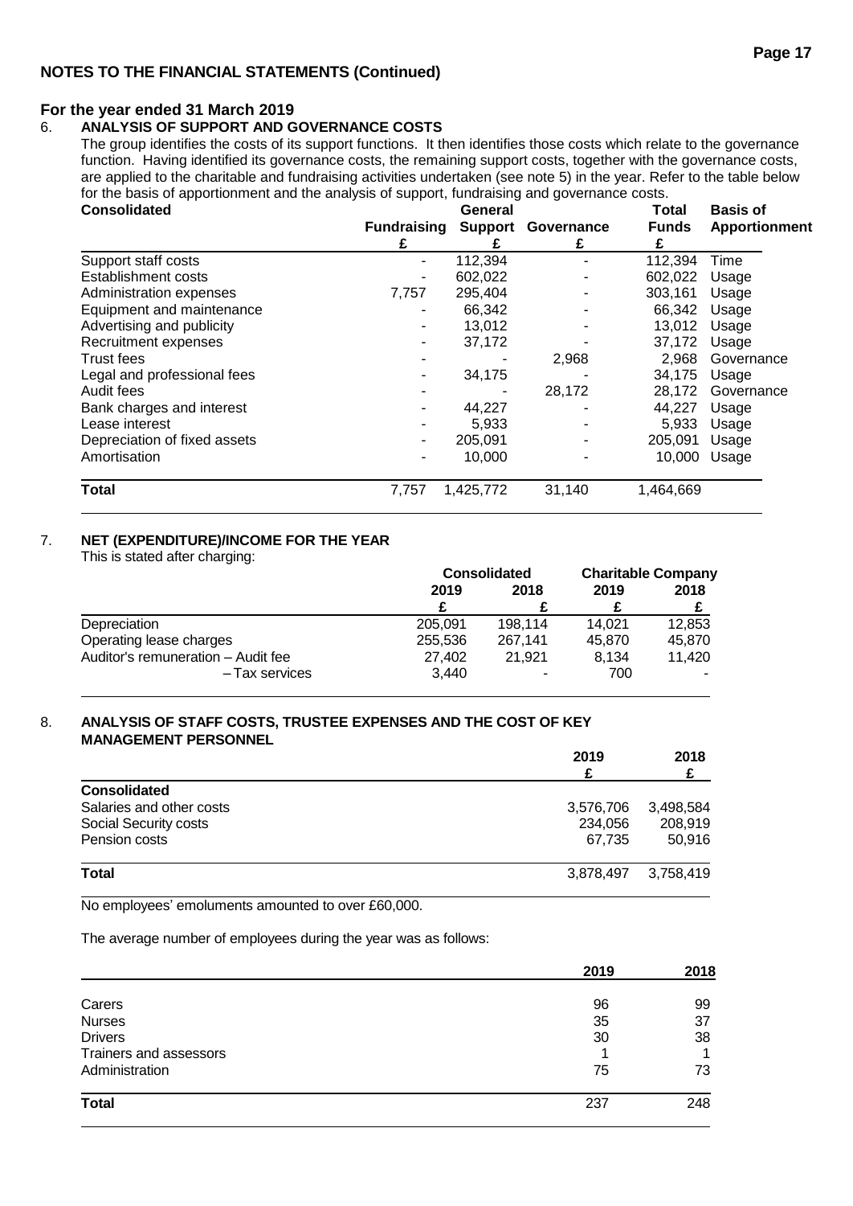## NOTES TO THE FINANCIAL STATEMENTS (Continued)

### For the year ended 31 March 2019

### 6. ANALYSIS OF SUPPORT AND GOVERNANCE COSTS

The group identifies the costs of its support functions. It then identifies those costs which relate to the governance function. Having identified its governance costs, the remaining support costs, together with the governance costs, are applied to the charitable and fundraising activities undertaken (see note 5) in the year. Refer to the table below for the basis of apportionment and the analysis of support, fundraising and governance costs.

| Consolidated | Fundraising | General Support | Governance | Total Funds | Basis of Apportionment |
|---|---|---|---|---|---|
| | £ | £ | £ | £ | |
| Support staff costs | - | 112,394 | - | 112,394 | Time |
| Establishment costs | - | 602,022 | - | 602,022 | Usage |
| Administration expenses | 7,757 | 295,404 | - | 303,161 | Usage |
| Equipment and maintenance | - | 66,342 | - | 66,342 | Usage |
| Advertising and publicity | - | 13,012 | - | 13,012 | Usage |
| Recruitment expenses | - | 37,172 | - | 37,172 | Usage |
| Trust fees | - | - | 2,968 | 2,968 | Governance |
| Legal and professional fees | - | 34,175 | - | 34,175 | Usage |
| Audit fees | - | - | 28,172 | 28,172 | Governance |
| Bank charges and interest | - | 44,227 | - | 44,227 | Usage |
| Lease interest | - | 5,933 | - | 5,933 | Usage |
| Depreciation of fixed assets | - | 205,091 | - | 205,091 | Usage |
| Amortisation | - | 10,000 | - | 10,000 | Usage |
| **Total** | 7,757 | 1,425,772 | 31,140 | 1,464,669 | |

### 7. NET (EXPENDITURE)/INCOME FOR THE YEAR

This is stated after charging:

| | Consolidated | | Charitable Company | |
|---|---|---|---|---|
| | 2019 | 2018 | 2019 | 2018 |
| | £ | £ | £ | £ |
| Depreciation | 205,091 | 198,114 | 14,021 | 12,853 |
| Operating lease charges | 255,536 | 267,141 | 45,870 | 45,870 |
| Auditor's remuneration – Audit fee | 27,402 | 21,921 | 8,134 | 11,420 |
| – Tax services | 3,440 | - | 700 | - |

### 8. ANALYSIS OF STAFF COSTS, TRUSTEE EXPENSES AND THE COST OF KEY MANAGEMENT PERSONNEL

| | 2019 | 2018 |
|---|---|---|
| | £ | £ |
| **Consolidated** | | |
| Salaries and other costs | 3,576,706 | 3,498,584 |
| Social Security costs | 234,056 | 208,919 |
| Pension costs | 67,735 | 50,916 |
| **Total** | 3,878,497 | 3,758,419 |

No employees' emoluments amounted to over £60,000.

The average number of employees during the year was as follows:

| | 2019 | 2018 |
|---|---|---|
| Carers | 96 | 99 |
| Nurses | 35 | 37 |
| Drivers | 30 | 38 |
| Trainers and assessors | 1 | 1 |
| Administration | 75 | 73 |
| **Total** | 237 | 248 |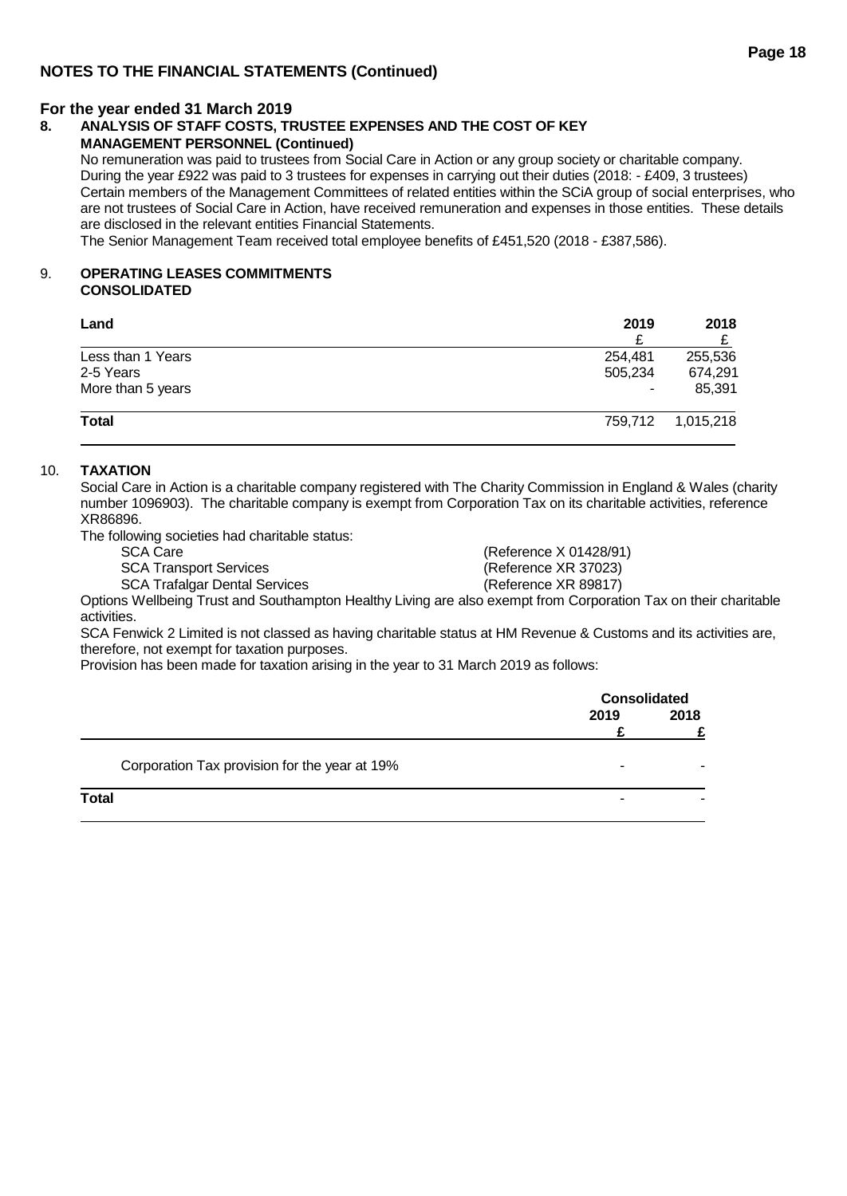## NOTES TO THE FINANCIAL STATEMENTS (Continued)

**For the year ended 31 March 2019**

### 8. ANALYSIS OF STAFF COSTS, TRUSTEE EXPENSES AND THE COST OF KEY MANAGEMENT PERSONNEL (Continued)

No remuneration was paid to trustees from Social Care in Action or any group society or charitable company.
During the year £922 was paid to 3 trustees for expenses in carrying out their duties (2018: - £409, 3 trustees)
Certain members of the Management Committees of related entities within the SCiA group of social enterprises, who are not trustees of Social Care in Action, have received remuneration and expenses in those entities. These details are disclosed in the relevant entities Financial Statements.
The Senior Management Team received total employee benefits of £451,520 (2018 - £387,586).

### 9. OPERATING LEASES COMMITMENTS CONSOLIDATED

| Land | 2019 £ | 2018 £ |
|---|---|---|
| Less than 1 Years | 254,481 | 255,536 |
| 2-5 Years | 505,234 | 674,291 |
| More than 5 years | - | 85,391 |
| **Total** | 759,712 | 1,015,218 |

### 10. TAXATION

Social Care in Action is a charitable company registered with The Charity Commission in England & Wales (charity number 1096903). The charitable company is exempt from Corporation Tax on its charitable activities, reference XR86896.

The following societies had charitable status:

| | |
|---|---|
| SCA Care | (Reference X 01428/91) |
| SCA Transport Services | (Reference XR 37023) |
| SCA Trafalgar Dental Services | (Reference XR 89817) |

Options Wellbeing Trust and Southampton Healthy Living are also exempt from Corporation Tax on their charitable activities.

SCA Fenwick 2 Limited is not classed as having charitable status at HM Revenue & Customs and its activities are, therefore, not exempt for taxation purposes.

Provision has been made for taxation arising in the year to 31 March 2019 as follows:

| | Consolidated | |
|---|---|---|
| | **2019 £** | **2018 £** |
| Corporation Tax provision for the year at 19% | - | - |
| **Total** | - | - |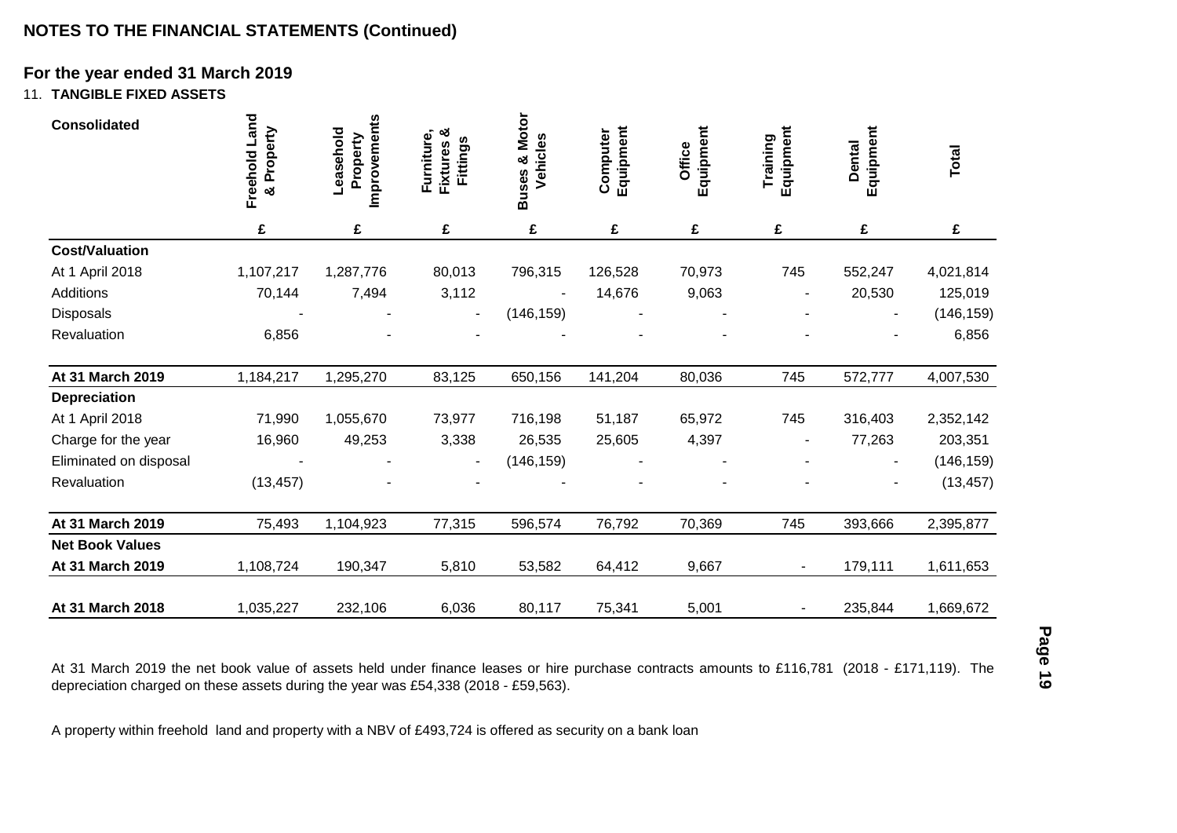## NOTES TO THE FINANCIAL STATEMENTS (Continued)

### For the year ended 31 March 2019

11. **TANGIBLE FIXED ASSETS**

| Consolidated | Freehold Land & Property | Leasehold Property Improvements | Furniture, Fixtures & Fittings | Buses & Motor Vehicles | Computer Equipment | Office Equipment | Training Equipment | Dental Equipment | Total |
|---|---|---|---|---|---|---|---|---|---|
| | £ | £ | £ | £ | £ | £ | £ | £ | £ |
| **Cost/Valuation** | | | | | | | | | |
| At 1 April 2018 | 1,107,217 | 1,287,776 | 80,013 | 796,315 | 126,528 | 70,973 | 745 | 552,247 | 4,021,814 |
| Additions | 70,144 | 7,494 | 3,112 | - | 14,676 | 9,063 | - | 20,530 | 125,019 |
| Disposals | - | - | - | (146,159) | - | - | - | - | (146,159) |
| Revaluation | 6,856 | - | - | - | - | - | - | - | 6,856 |
| **At 31 March 2019** | 1,184,217 | 1,295,270 | 83,125 | 650,156 | 141,204 | 80,036 | 745 | 572,777 | 4,007,530 |
| **Depreciation** | | | | | | | | | |
| At 1 April 2018 | 71,990 | 1,055,670 | 73,977 | 716,198 | 51,187 | 65,972 | 745 | 316,403 | 2,352,142 |
| Charge for the year | 16,960 | 49,253 | 3,338 | 26,535 | 25,605 | 4,397 | - | 77,263 | 203,351 |
| Eliminated on disposal | - | - | - | (146,159) | - | - | - | - | (146,159) |
| Revaluation | (13,457) | - | - | - | - | - | - | - | (13,457) |
| **At 31 March 2019** | 75,493 | 1,104,923 | 77,315 | 596,574 | 76,792 | 70,369 | 745 | 393,666 | 2,395,877 |
| **Net Book Values** | | | | | | | | | |
| **At 31 March 2019** | 1,108,724 | 190,347 | 5,810 | 53,582 | 64,412 | 9,667 | - | 179,111 | 1,611,653 |
| **At 31 March 2018** | 1,035,227 | 232,106 | 6,036 | 80,117 | 75,341 | 5,001 | - | 235,844 | 1,669,672 |

At 31 March 2019 the net book value of assets held under finance leases or hire purchase contracts amounts to £116,781 (2018 - £171,119). The depreciation charged on these assets during the year was £54,338 (2018 - £59,563).

A property within freehold land and property with a NBV of £493,724 is offered as security on a bank loan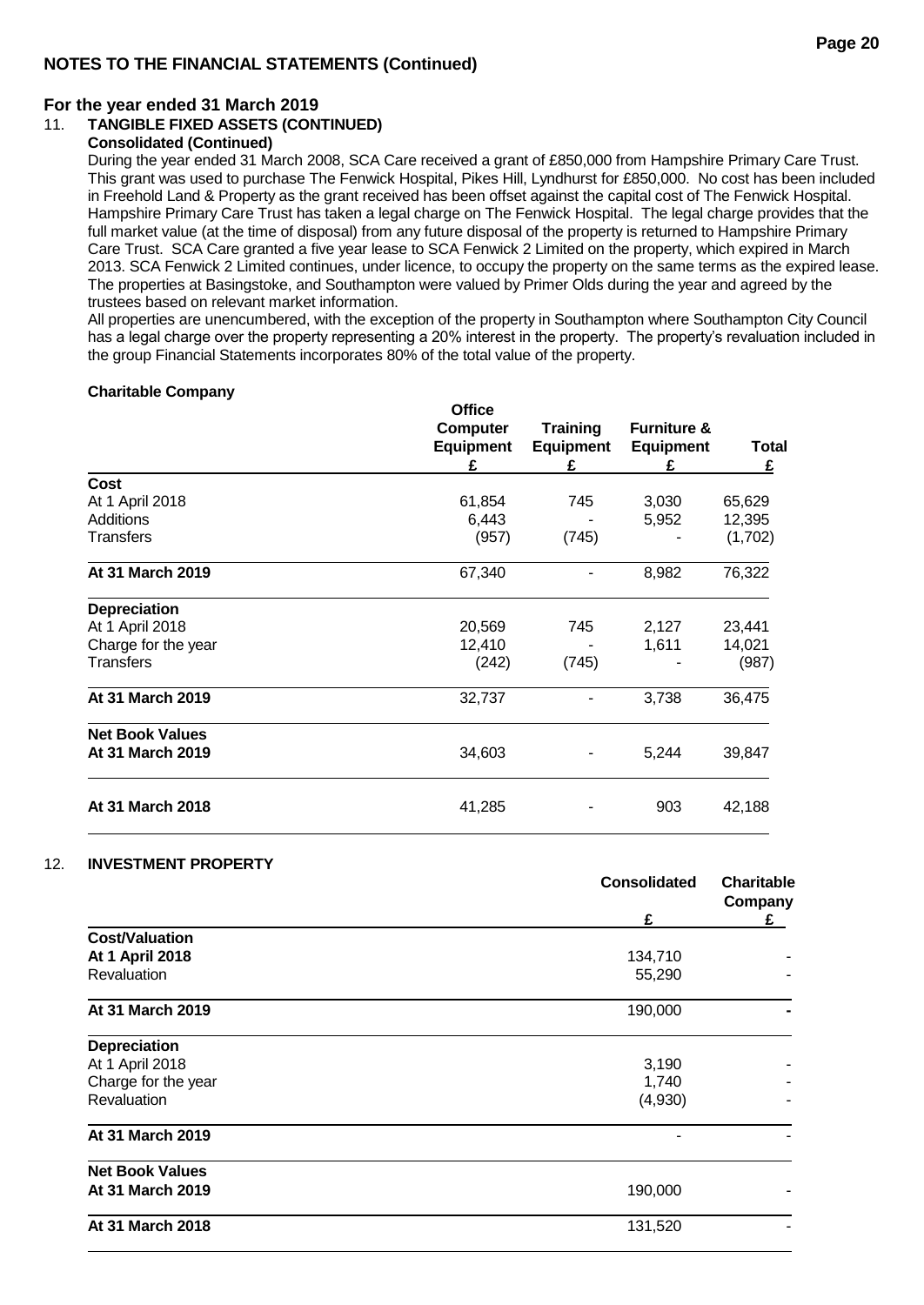## NOTES TO THE FINANCIAL STATEMENTS (Continued)

**For the year ended 31 March 2019**

### 11. TANGIBLE FIXED ASSETS (CONTINUED)

**Consolidated (Continued)**

During the year ended 31 March 2008, SCA Care received a grant of £850,000 from Hampshire Primary Care Trust. This grant was used to purchase The Fenwick Hospital, Pikes Hill, Lyndhurst for £850,000. No cost has been included in Freehold Land & Property as the grant received has been offset against the capital cost of The Fenwick Hospital. Hampshire Primary Care Trust has taken a legal charge on The Fenwick Hospital. The legal charge provides that the full market value (at the time of disposal) from any future disposal of the property is returned to Hampshire Primary Care Trust. SCA Care granted a five year lease to SCA Fenwick 2 Limited on the property, which expired in March 2013. SCA Fenwick 2 Limited continues, under licence, to occupy the property on the same terms as the expired lease. The properties at Basingstoke, and Southampton were valued by Primer Olds during the year and agreed by the trustees based on relevant market information.

All properties are unencumbered, with the exception of the property in Southampton where Southampton City Council has a legal charge over the property representing a 20% interest in the property. The property's revaluation included in the group Financial Statements incorporates 80% of the total value of the property.

**Charitable Company**

| | Office Computer Equipment £ | Training Equipment £ | Furniture & Equipment £ | Total £ |
|---|---|---|---|---|
| **Cost** | | | | |
| At 1 April 2018 | 61,854 | 745 | 3,030 | 65,629 |
| Additions | 6,443 | - | 5,952 | 12,395 |
| Transfers | (957) | (745) | - | (1,702) |
| **At 31 March 2019** | 67,340 | - | 8,982 | 76,322 |
| **Depreciation** | | | | |
| At 1 April 2018 | 20,569 | 745 | 2,127 | 23,441 |
| Charge for the year | 12,410 | - | 1,611 | 14,021 |
| Transfers | (242) | (745) | - | (987) |
| **At 31 March 2019** | 32,737 | - | 3,738 | 36,475 |
| **Net Book Values** | | | | |
| **At 31 March 2019** | 34,603 | - | 5,244 | 39,847 |
| **At 31 March 2018** | 41,285 | - | 903 | 42,188 |

### 12. INVESTMENT PROPERTY

| | Consolidated £ | Charitable Company £ |
|---|---|---|
| **Cost/Valuation** | | |
| **At 1 April 2018** | 134,710 | - |
| Revaluation | 55,290 | - |
| **At 31 March 2019** | 190,000 | - |
| **Depreciation** | | |
| At 1 April 2018 | 3,190 | - |
| Charge for the year | 1,740 | - |
| Revaluation | (4,930) | - |
| **At 31 March 2019** | - | - |
| **Net Book Values** | | |
| **At 31 March 2019** | 190,000 | - |
| **At 31 March 2018** | 131,520 | - |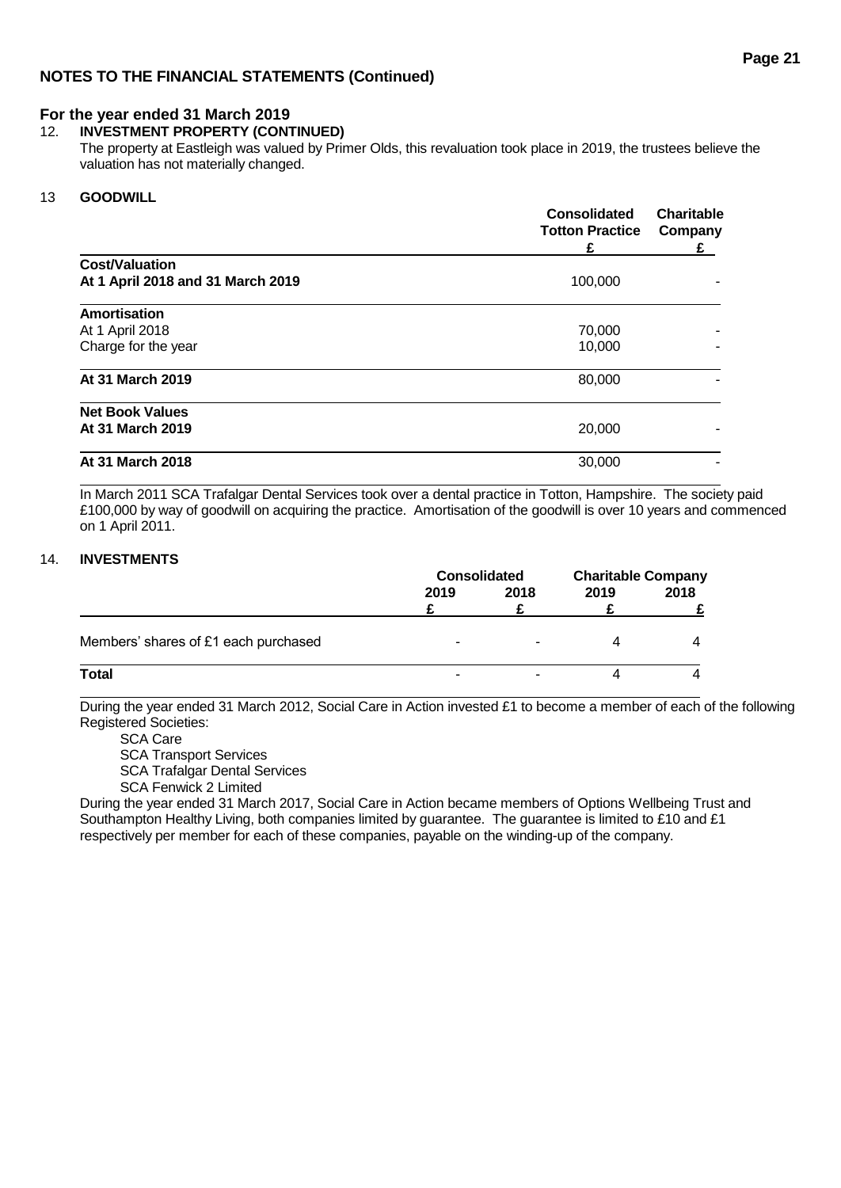## NOTES TO THE FINANCIAL STATEMENTS (Continued)

### For the year ended 31 March 2019

### 12. INVESTMENT PROPERTY (CONTINUED)

The property at Eastleigh was valued by Primer Olds, this revaluation took place in 2019, the trustees believe the valuation has not materially changed.

### 13 GOODWILL

| | Consolidated Totton Practice £ | Charitable Company £ |
|---|---|---|
| **Cost/Valuation** | | |
| **At 1 April 2018 and 31 March 2019** | 100,000 | - |
| **Amortisation** | | |
| At 1 April 2018 | 70,000 | - |
| Charge for the year | 10,000 | - |
| **At 31 March 2019** | 80,000 | - |
| **Net Book Values** | | |
| **At 31 March 2019** | 20,000 | - |
| **At 31 March 2018** | 30,000 | - |

In March 2011 SCA Trafalgar Dental Services took over a dental practice in Totton, Hampshire. The society paid £100,000 by way of goodwill on acquiring the practice. Amortisation of the goodwill is over 10 years and commenced on 1 April 2011.

### 14. INVESTMENTS

| | Consolidated | | Charitable Company | |
|---|---|---|---|---|
| | 2019 £ | 2018 £ | 2019 £ | 2018 £ |
| Members' shares of £1 each purchased | - | - | 4 | 4 |
| **Total** | - | - | 4 | 4 |

During the year ended 31 March 2012, Social Care in Action invested £1 to become a member of each of the following Registered Societies:

- SCA Care
- SCA Transport Services
- SCA Trafalgar Dental Services
- SCA Fenwick 2 Limited

During the year ended 31 March 2017, Social Care in Action became members of Options Wellbeing Trust and Southampton Healthy Living, both companies limited by guarantee. The guarantee is limited to £10 and £1 respectively per member for each of these companies, payable on the winding-up of the company.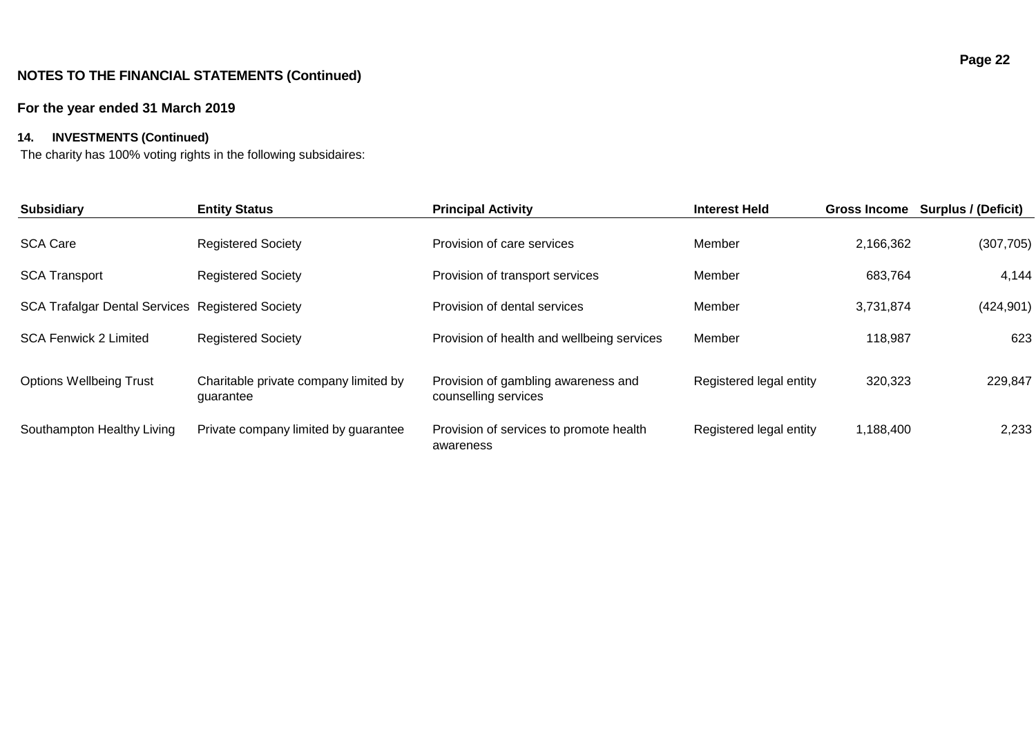## NOTES TO THE FINANCIAL STATEMENTS (Continued)

### For the year ended 31 March 2019

#### 14. INVESTMENTS (Continued)

The charity has 100% voting rights in the following subsidaires:

| Subsidiary | Entity Status | Principal Activity | Interest Held | Gross Income | Surplus / (Deficit) |
|---|---|---|---|---|---|
| SCA Care | Registered Society | Provision of care services | Member | 2,166,362 | (307,705) |
| SCA Transport | Registered Society | Provision of transport services | Member | 683,764 | 4,144 |
| SCA Trafalgar Dental Services | Registered Society | Provision of dental services | Member | 3,731,874 | (424,901) |
| SCA Fenwick 2 Limited | Registered Society | Provision of health and wellbeing services | Member | 118,987 | 623 |
| Options Wellbeing Trust | Charitable private company limited by guarantee | Provision of gambling awareness and counselling services | Registered legal entity | 320,323 | 229,847 |
| Southampton Healthy Living | Private company limited by guarantee | Provision of services to promote health awareness | Registered legal entity | 1,188,400 | 2,233 |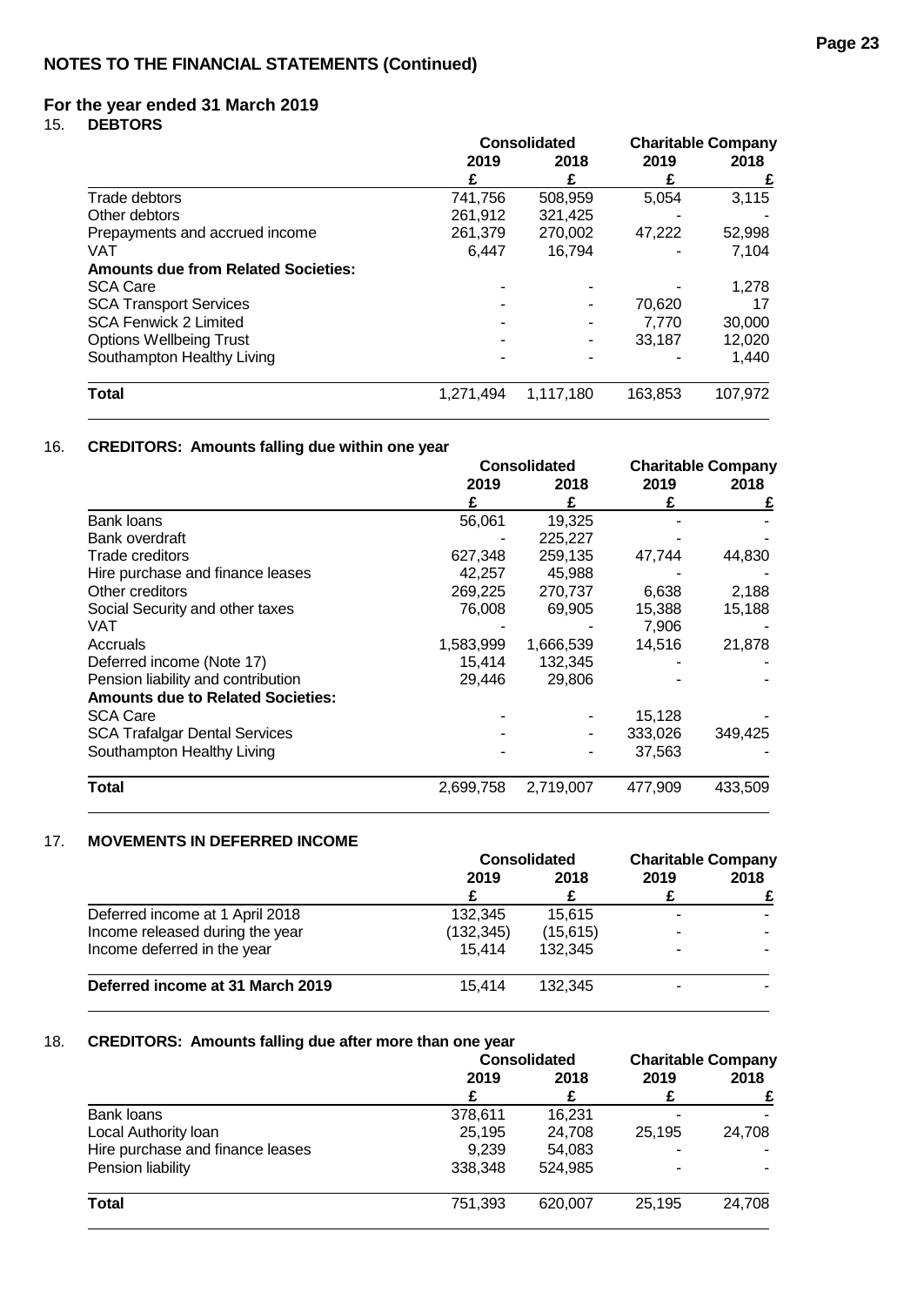## NOTES TO THE FINANCIAL STATEMENTS (Continued)

### For the year ended 31 March 2019

### 15. DEBTORS

| | Consolidated | | Charitable Company | |
|---|---|---|---|---|
| | 2019 | 2018 | 2019 | 2018 |
| | £ | £ | £ | £ |
| Trade debtors | 741,756 | 508,959 | 5,054 | 3,115 |
| Other debtors | 261,912 | 321,425 | - | - |
| Prepayments and accrued income | 261,379 | 270,002 | 47,222 | 52,998 |
| VAT | 6,447 | 16,794 | - | 7,104 |
| **Amounts due from Related Societies:** | | | | |
| SCA Care | - | - | - | 1,278 |
| SCA Transport Services | - | - | 70,620 | 17 |
| SCA Fenwick 2 Limited | - | - | 7,770 | 30,000 |
| Options Wellbeing Trust | - | - | 33,187 | 12,020 |
| Southampton Healthy Living | - | - | - | 1,440 |
| **Total** | 1,271,494 | 1,117,180 | 163,853 | 107,972 |

### 16. CREDITORS: Amounts falling due within one year

| | Consolidated | | Charitable Company | |
|---|---|---|---|---|
| | 2019 | 2018 | 2019 | 2018 |
| | £ | £ | £ | £ |
| Bank loans | 56,061 | 19,325 | - | - |
| Bank overdraft | - | 225,227 | - | - |
| Trade creditors | 627,348 | 259,135 | 47,744 | 44,830 |
| Hire purchase and finance leases | 42,257 | 45,988 | - | - |
| Other creditors | 269,225 | 270,737 | 6,638 | 2,188 |
| Social Security and other taxes | 76,008 | 69,905 | 15,388 | 15,188 |
| VAT | - | - | 7,906 | - |
| Accruals | 1,583,999 | 1,666,539 | 14,516 | 21,878 |
| Deferred income (Note 17) | 15,414 | 132,345 | - | - |
| Pension liability and contribution | 29,446 | 29,806 | - | - |
| **Amounts due to Related Societies:** | | | | |
| SCA Care | - | - | 15,128 | - |
| SCA Trafalgar Dental Services | - | - | 333,026 | 349,425 |
| Southampton Healthy Living | - | - | 37,563 | - |
| **Total** | 2,699,758 | 2,719,007 | 477,909 | 433,509 |

### 17. MOVEMENTS IN DEFERRED INCOME

| | Consolidated | | Charitable Company | |
|---|---|---|---|---|
| | 2019 | 2018 | 2019 | 2018 |
| | £ | £ | £ | £ |
| Deferred income at 1 April 2018 | 132,345 | 15,615 | - | - |
| Income released during the year | (132,345) | (15,615) | - | - |
| Income deferred in the year | 15,414 | 132,345 | - | - |
| **Deferred income at 31 March 2019** | 15,414 | 132,345 | - | - |

### 18. CREDITORS: Amounts falling due after more than one year

| | Consolidated | | Charitable Company | |
|---|---|---|---|---|
| | 2019 | 2018 | 2019 | 2018 |
| | £ | £ | £ | £ |
| Bank loans | 378,611 | 16,231 | - | - |
| Local Authority loan | 25,195 | 24,708 | 25,195 | 24,708 |
| Hire purchase and finance leases | 9,239 | 54,083 | - | - |
| Pension liability | 338,348 | 524,985 | - | - |
| **Total** | 751,393 | 620,007 | 25,195 | 24,708 |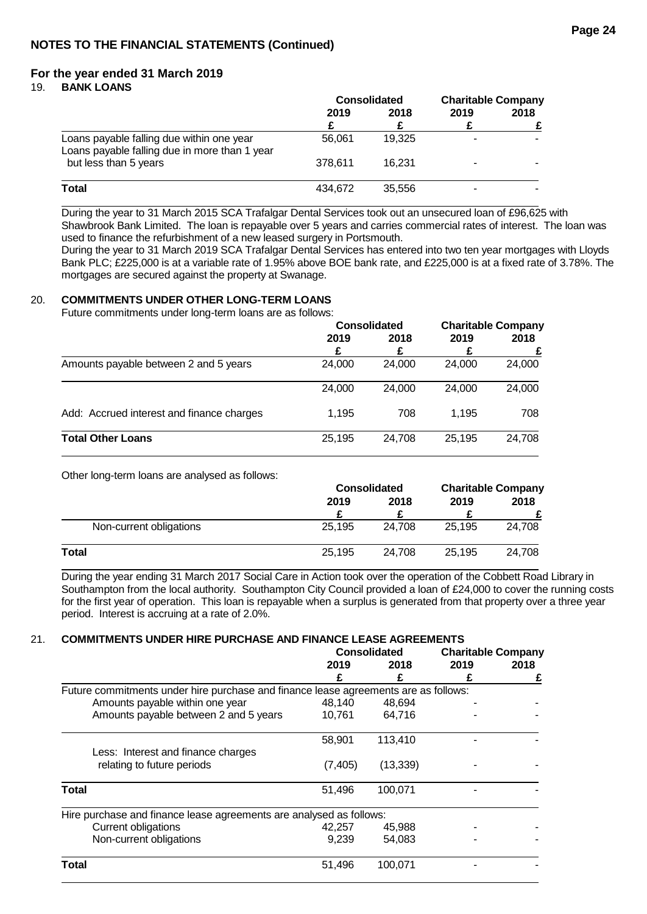## NOTES TO THE FINANCIAL STATEMENTS (Continued)

### For the year ended 31 March 2019

### 19. BANK LOANS

| | Consolidated | | Charitable Company | |
|---|---|---|---|---|
| | 2019 | 2018 | 2019 | 2018 |
| | £ | £ | £ | £ |
| Loans payable falling due within one year | 56,061 | 19,325 | - | - |
| Loans payable falling due in more than 1 year but less than 5 years | 378,611 | 16,231 | - | - |
| **Total** | 434,672 | 35,556 | - | - |

During the year to 31 March 2015 SCA Trafalgar Dental Services took out an unsecured loan of £96,625 with Shawbrook Bank Limited. The loan is repayable over 5 years and carries commercial rates of interest. The loan was used to finance the refurbishment of a new leased surgery in Portsmouth.

During the year to 31 March 2019 SCA Trafalgar Dental Services has entered into two ten year mortgages with Lloyds Bank PLC; £225,000 is at a variable rate of 1.95% above BOE bank rate, and £225,000 is at a fixed rate of 3.78%. The mortgages are secured against the property at Swanage.

### 20. COMMITMENTS UNDER OTHER LONG-TERM LOANS

Future commitments under long-term loans are as follows:

| | Consolidated | | Charitable Company | |
|---|---|---|---|---|
| | 2019 | 2018 | 2019 | 2018 |
| | £ | £ | £ | £ |
| Amounts payable between 2 and 5 years | 24,000 | 24,000 | 24,000 | 24,000 |
| | 24,000 | 24,000 | 24,000 | 24,000 |
| Add: Accrued interest and finance charges | 1,195 | 708 | 1,195 | 708 |
| **Total Other Loans** | 25,195 | 24,708 | 25,195 | 24,708 |

Other long-term loans are analysed as follows:

| | Consolidated | | Charitable Company | |
|---|---|---|---|---|
| | 2019 | 2018 | 2019 | 2018 |
| | £ | £ | £ | £ |
| Non-current obligations | 25,195 | 24,708 | 25,195 | 24,708 |
| **Total** | 25,195 | 24,708 | 25,195 | 24,708 |

During the year ending 31 March 2017 Social Care in Action took over the operation of the Cobbett Road Library in Southampton from the local authority. Southampton City Council provided a loan of £24,000 to cover the running costs for the first year of operation. This loan is repayable when a surplus is generated from that property over a three year period. Interest is accruing at a rate of 2.0%.

### 21. COMMITMENTS UNDER HIRE PURCHASE AND FINANCE LEASE AGREEMENTS

| | Consolidated | | Charitable Company | |
|---|---|---|---|---|
| | 2019 | 2018 | 2019 | 2018 |
| | £ | £ | £ | £ |
| Future commitments under hire purchase and finance lease agreements are as follows: | | | | |
| Amounts payable within one year | 48,140 | 48,694 | - | - |
| Amounts payable between 2 and 5 years | 10,761 | 64,716 | - | - |
| | 58,901 | 113,410 | - | - |
| Less: Interest and finance charges relating to future periods | (7,405) | (13,339) | - | - |
| **Total** | 51,496 | 100,071 | - | - |
| Hire purchase and finance lease agreements are analysed as follows: | | | | |
| Current obligations | 42,257 | 45,988 | - | - |
| Non-current obligations | 9,239 | 54,083 | - | - |
| **Total** | 51,496 | 100,071 | - | - |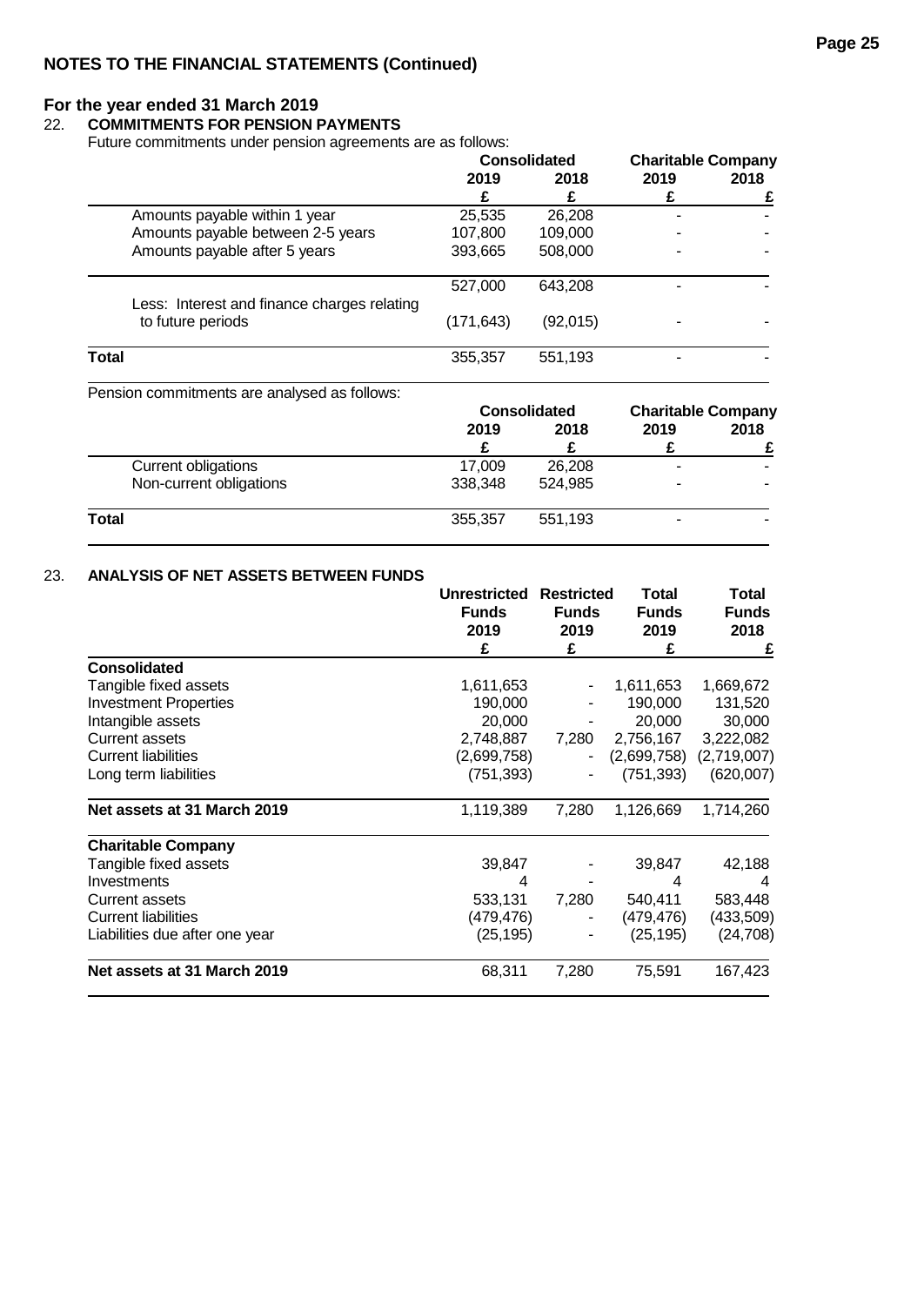## NOTES TO THE FINANCIAL STATEMENTS (Continued)

## For the year ended 31 March 2019

### 22. COMMITMENTS FOR PENSION PAYMENTS

Future commitments under pension agreements are as follows:

| | Consolidated | | Charitable Company | |
|---|---|---|---|---|
| | 2019 | 2018 | 2019 | 2018 |
| | £ | £ | £ | £ |
| Amounts payable within 1 year | 25,535 | 26,208 | - | - |
| Amounts payable between 2-5 years | 107,800 | 109,000 | - | - |
| Amounts payable after 5 years | 393,665 | 508,000 | - | - |
| | 527,000 | 643,208 | - | - |
| Less: Interest and finance charges relating to future periods | (171,643) | (92,015) | - | - |
| **Total** | 355,357 | 551,193 | - | - |

Pension commitments are analysed as follows:

| | Consolidated | | Charitable Company | |
|---|---|---|---|---|
| | 2019 | 2018 | 2019 | 2018 |
| | £ | £ | £ | £ |
| Current obligations | 17,009 | 26,208 | - | - |
| Non-current obligations | 338,348 | 524,985 | - | - |
| **Total** | 355,357 | 551,193 | - | - |

### 23. ANALYSIS OF NET ASSETS BETWEEN FUNDS

| | Unrestricted Funds 2019 | Restricted Funds 2019 | Total Funds 2019 | Total Funds 2018 |
|---|---|---|---|---|
| | £ | £ | £ | £ |
| **Consolidated** | | | | |
| Tangible fixed assets | 1,611,653 | - | 1,611,653 | 1,669,672 |
| Investment Properties | 190,000 | - | 190,000 | 131,520 |
| Intangible assets | 20,000 | - | 20,000 | 30,000 |
| Current assets | 2,748,887 | 7,280 | 2,756,167 | 3,222,082 |
| Current liabilities | (2,699,758) | - | (2,699,758) | (2,719,007) |
| Long term liabilities | (751,393) | - | (751,393) | (620,007) |
| **Net assets at 31 March 2019** | 1,119,389 | 7,280 | 1,126,669 | 1,714,260 |
| **Charitable Company** | | | | |
| Tangible fixed assets | 39,847 | - | 39,847 | 42,188 |
| Investments | 4 | - | 4 | 4 |
| Current assets | 533,131 | 7,280 | 540,411 | 583,448 |
| Current liabilities | (479,476) | - | (479,476) | (433,509) |
| Liabilities due after one year | (25,195) | - | (25,195) | (24,708) |
| **Net assets at 31 March 2019** | 68,311 | 7,280 | 75,591 | 167,423 |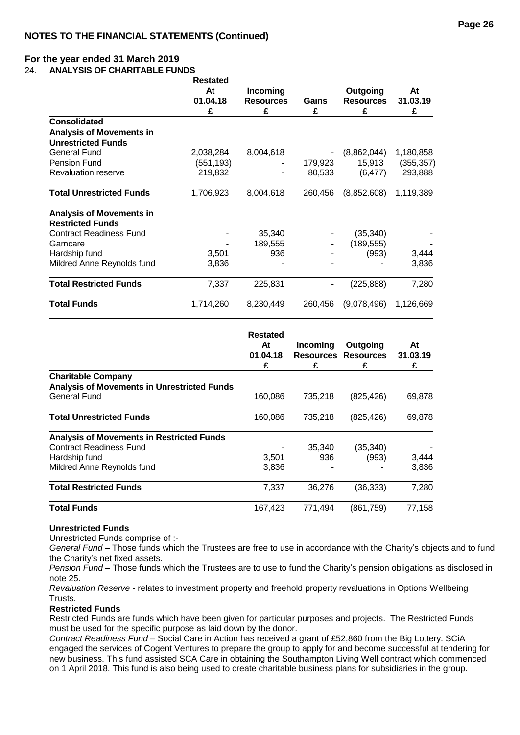## NOTES TO THE FINANCIAL STATEMENTS (Continued)

### For the year ended 31 March 2019

### 24. ANALYSIS OF CHARITABLE FUNDS

| | Restated At 01.04.18 £ | Incoming Resources £ | Gains £ | Outgoing Resources £ | At 31.03.19 £ |
|---|---|---|---|---|---|
| **Consolidated** | | | | | |
| **Analysis of Movements in Unrestricted Funds** | | | | | |
| General Fund | 2,038,284 | 8,004,618 | - | (8,862,044) | 1,180,858 |
| Pension Fund | (551,193) | - | 179,923 | 15,913 | (355,357) |
| Revaluation reserve | 219,832 | - | 80,533 | (6,477) | 293,888 |
| **Total Unrestricted Funds** | 1,706,923 | 8,004,618 | 260,456 | (8,852,608) | 1,119,389 |
| **Analysis of Movements in Restricted Funds** | | | | | |
| Contract Readiness Fund | - | 35,340 | - | (35,340) | - |
| Gamcare | - | 189,555 | - | (189,555) | - |
| Hardship fund | 3,501 | 936 | - | (993) | 3,444 |
| Mildred Anne Reynolds fund | 3,836 | - | - | - | 3,836 |
| **Total Restricted Funds** | 7,337 | 225,831 | - | (225,888) | 7,280 |
| **Total Funds** | 1,714,260 | 8,230,449 | 260,456 | (9,078,496) | 1,126,669 |

| | Restated At 01.04.18 £ | Incoming Resources £ | Outgoing Resources £ | At 31.03.19 £ |
|---|---|---|---|---|
| **Charitable Company** | | | | |
| **Analysis of Movements in Unrestricted Funds** | | | | |
| General Fund | 160,086 | 735,218 | (825,426) | 69,878 |
| **Total Unrestricted Funds** | 160,086 | 735,218 | (825,426) | 69,878 |
| **Analysis of Movements in Restricted Funds** | | | | |
| Contract Readiness Fund | - | 35,340 | (35,340) | - |
| Hardship fund | 3,501 | 936 | (993) | 3,444 |
| Mildred Anne Reynolds fund | 3,836 | - | - | 3,836 |
| **Total Restricted Funds** | 7,337 | 36,276 | (36,333) | 7,280 |
| **Total Funds** | 167,423 | 771,494 | (861,759) | 77,158 |

**Unrestricted Funds**

Unrestricted Funds comprise of :-

*General Fund* – Those funds which the Trustees are free to use in accordance with the Charity's objects and to fund the Charity's net fixed assets.

*Pension Fund* – Those funds which the Trustees are to use to fund the Charity's pension obligations as disclosed in note 25.

*Revaluation Reserve* - relates to investment property and freehold property revaluations in Options Wellbeing Trusts.

**Restricted Funds**

Restricted Funds are funds which have been given for particular purposes and projects. The Restricted Funds must be used for the specific purpose as laid down by the donor.

*Contract Readiness Fund* – Social Care in Action has received a grant of £52,860 from the Big Lottery. SCiA engaged the services of Cogent Ventures to prepare the group to apply for and become successful at tendering for new business. This fund assisted SCA Care in obtaining the Southampton Living Well contract which commenced on 1 April 2018. This fund is also being used to create charitable business plans for subsidiaries in the group.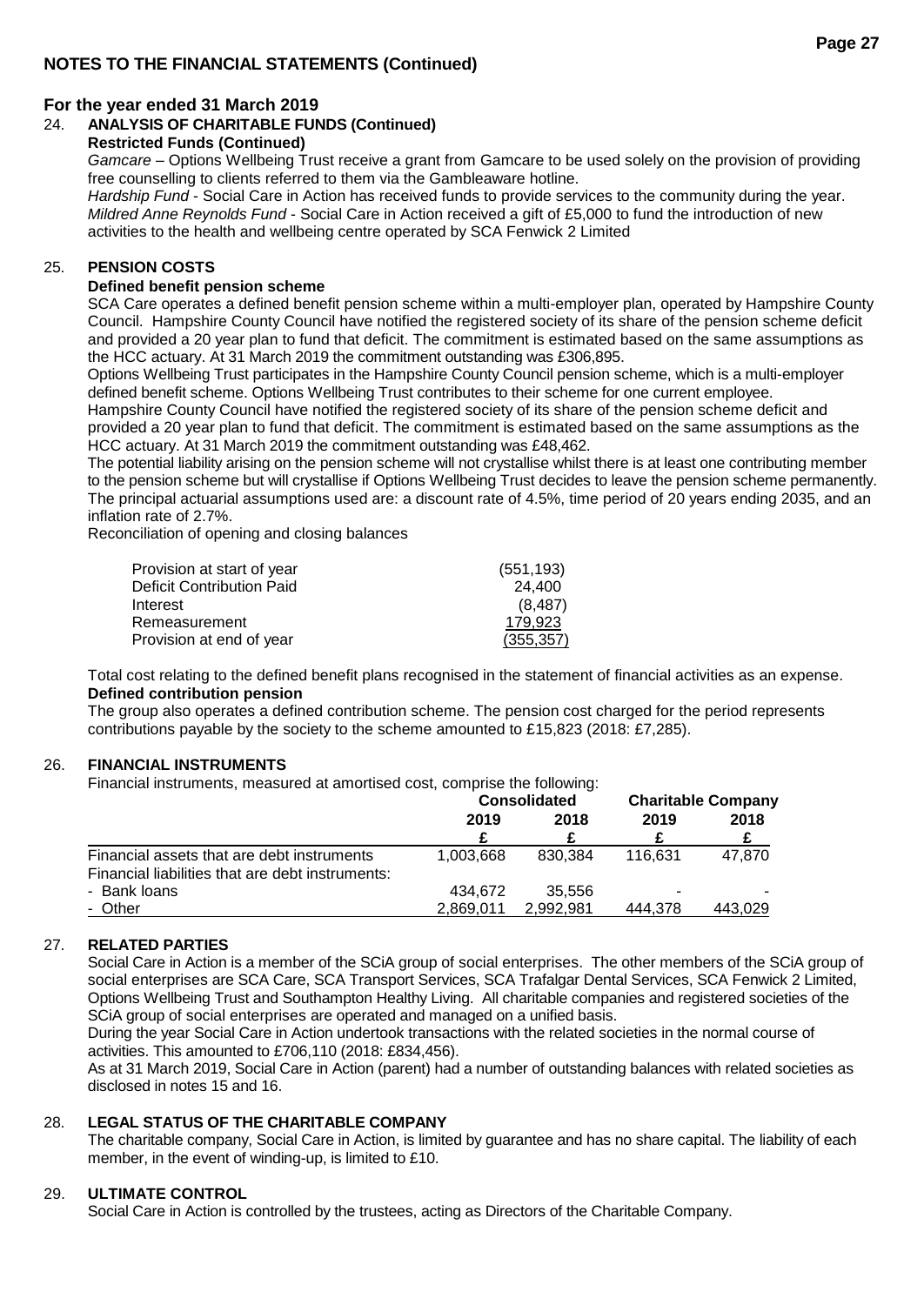## NOTES TO THE FINANCIAL STATEMENTS (Continued)

### For the year ended 31 March 2019

### 24. ANALYSIS OF CHARITABLE FUNDS (Continued)

**Restricted Funds (Continued)**

*Gamcare* – Options Wellbeing Trust receive a grant from Gamcare to be used solely on the provision of providing free counselling to clients referred to them via the Gambleaware hotline.

*Hardship Fund* - Social Care in Action has received funds to provide services to the community during the year.

*Mildred Anne Reynolds Fund* - Social Care in Action received a gift of £5,000 to fund the introduction of new activities to the health and wellbeing centre operated by SCA Fenwick 2 Limited

### 25. PENSION COSTS

**Defined benefit pension scheme**

SCA Care operates a defined benefit pension scheme within a multi-employer plan, operated by Hampshire County Council. Hampshire County Council have notified the registered society of its share of the pension scheme deficit and provided a 20 year plan to fund that deficit. The commitment is estimated based on the same assumptions as the HCC actuary. At 31 March 2019 the commitment outstanding was £306,895.

Options Wellbeing Trust participates in the Hampshire County Council pension scheme, which is a multi-employer defined benefit scheme. Options Wellbeing Trust contributes to their scheme for one current employee.

Hampshire County Council have notified the registered society of its share of the pension scheme deficit and provided a 20 year plan to fund that deficit. The commitment is estimated based on the same assumptions as the HCC actuary. At 31 March 2019 the commitment outstanding was £48,462.

The potential liability arising on the pension scheme will not crystallise whilst there is at least one contributing member to the pension scheme but will crystallise if Options Wellbeing Trust decides to leave the pension scheme permanently. The principal actuarial assumptions used are: a discount rate of 4.5%, time period of 20 years ending 2035, and an inflation rate of 2.7%.

Reconciliation of opening and closing balances

| | |
|---|---|
| Provision at start of year | (551,193) |
| Deficit Contribution Paid | 24,400 |
| Interest | (8,487) |
| Remeasurement | 179,923 |
| Provision at end of year | (355,357) |

Total cost relating to the defined benefit plans recognised in the statement of financial activities as an expense.

**Defined contribution pension**

The group also operates a defined contribution scheme. The pension cost charged for the period represents contributions payable by the society to the scheme amounted to £15,823 (2018: £7,285).

### 26. FINANCIAL INSTRUMENTS

Financial instruments, measured at amortised cost, comprise the following:

| | Consolidated | | Charitable Company | |
|---|---|---|---|---|
| | 2019 | 2018 | 2019 | 2018 |
| | £ | £ | £ | £ |
| Financial assets that are debt instruments | 1,003,668 | 830,384 | 116,631 | 47,870 |
| Financial liabilities that are debt instruments: | | | | |
| - Bank loans | 434,672 | 35,556 | - | - |
| - Other | 2,869,011 | 2,992,981 | 444,378 | 443,029 |

### 27. RELATED PARTIES

Social Care in Action is a member of the SCiA group of social enterprises. The other members of the SCiA group of social enterprises are SCA Care, SCA Transport Services, SCA Trafalgar Dental Services, SCA Fenwick 2 Limited, Options Wellbeing Trust and Southampton Healthy Living. All charitable companies and registered societies of the SCiA group of social enterprises are operated and managed on a unified basis.

During the year Social Care in Action undertook transactions with the related societies in the normal course of activities. This amounted to £706,110 (2018: £834,456).

As at 31 March 2019, Social Care in Action (parent) had a number of outstanding balances with related societies as disclosed in notes 15 and 16.

### 28. LEGAL STATUS OF THE CHARITABLE COMPANY

The charitable company, Social Care in Action, is limited by guarantee and has no share capital. The liability of each member, in the event of winding-up, is limited to £10.

### 29. ULTIMATE CONTROL

Social Care in Action is controlled by the trustees, acting as Directors of the Charitable Company.